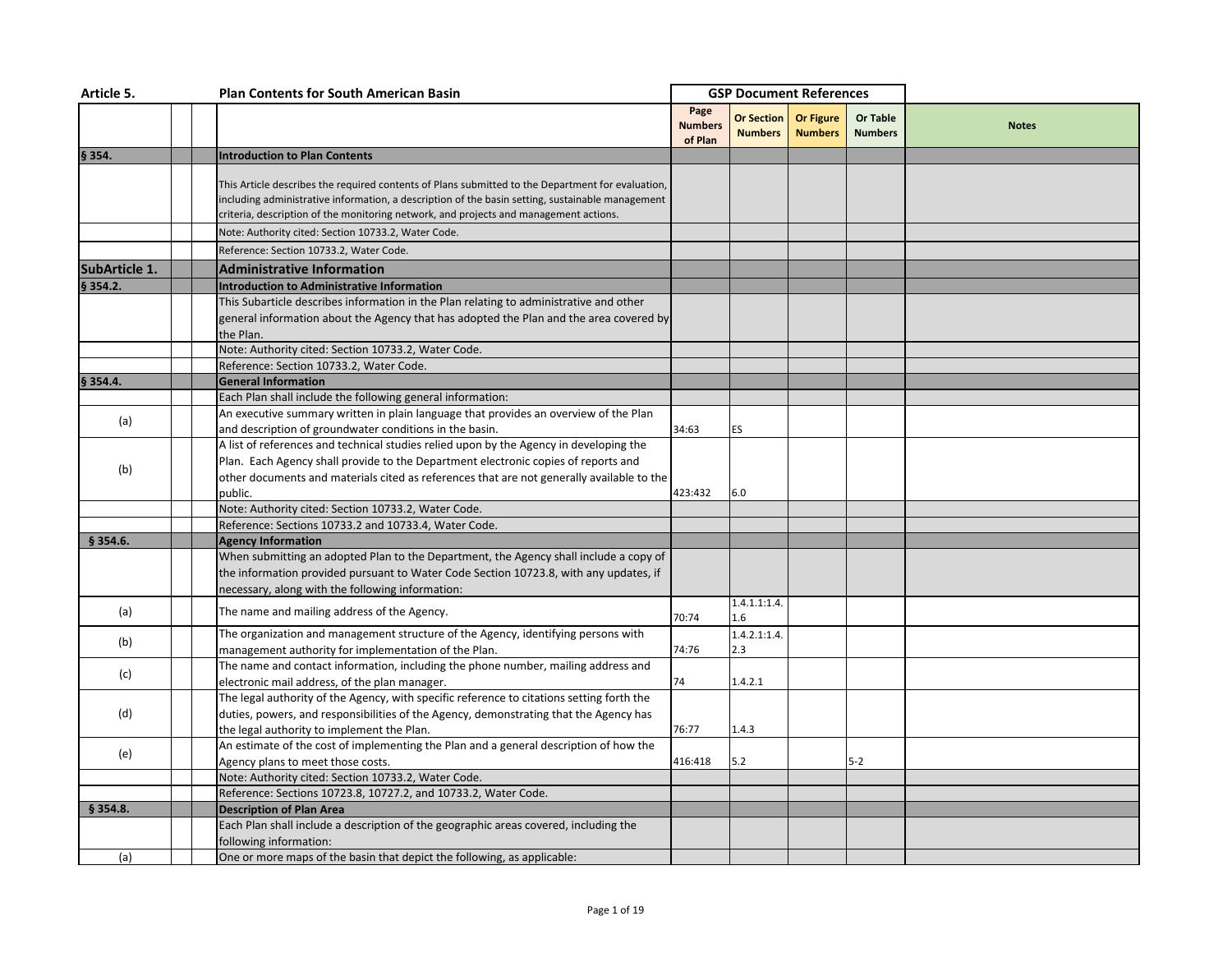| Article 5. | | | Plan Contents for South American Basin | GSP Document References | | | | |
|---|---|---|---|---|---|---|---|---|
| | | | | Page Numbers of Plan | Or Section Numbers | Or Figure Numbers | Or Table Numbers | Notes |
| § 354. | | | **Introduction to Plan Contents** | | | | | |
| | | | This Article describes the required contents of Plans submitted to the Department for evaluation, including administrative information, a description of the basin setting, sustainable management criteria, description of the monitoring network, and projects and management actions. | | | | | |
| | | | Note: Authority cited: Section 10733.2, Water Code. | | | | | |
| | | | Reference: Section 10733.2, Water Code. | | | | | |
| **SubArticle 1.** | | | **Administrative Information** | | | | | |
| § 354.2. | | | **Introduction to Administrative Information** | | | | | |
| | | | This Subarticle describes information in the Plan relating to administrative and other general information about the Agency that has adopted the Plan and the area covered by the Plan. | | | | | |
| | | | Note: Authority cited: Section 10733.2, Water Code. | | | | | |
| | | | Reference: Section 10733.2, Water Code. | | | | | |
| § 354.4. | | | **General Information** | | | | | |
| | | | Each Plan shall include the following general information: | | | | | |
| (a) | | | An executive summary written in plain language that provides an overview of the Plan and description of groundwater conditions in the basin. | 34:63 | ES | | | |
| (b) | | | A list of references and technical studies relied upon by the Agency in developing the Plan. Each Agency shall provide to the Department electronic copies of reports and other documents and materials cited as references that are not generally available to the public. | 423:432 | 6.0 | | | |
| | | | Note: Authority cited: Section 10733.2, Water Code. | | | | | |
| | | | Reference: Sections 10733.2 and 10733.4, Water Code. | | | | | |
| § 354.6. | | | **Agency Information** | | | | | |
| | | | When submitting an adopted Plan to the Department, the Agency shall include a copy of the information provided pursuant to Water Code Section 10723.8, with any updates, if necessary, along with the following information: | | | | | |
| (a) | | | The name and mailing address of the Agency. | 70:74 | 1.4.1.1:1.4.1.6 | | | |
| (b) | | | The organization and management structure of the Agency, identifying persons with management authority for implementation of the Plan. | 74:76 | 1.4.2.1:1.4.2.3 | | | |
| (c) | | | The name and contact information, including the phone number, mailing address and electronic mail address, of the plan manager. | 74 | 1.4.2.1 | | | |
| (d) | | | The legal authority of the Agency, with specific reference to citations setting forth the duties, powers, and responsibilities of the Agency, demonstrating that the Agency has the legal authority to implement the Plan. | 76:77 | 1.4.3 | | | |
| (e) | | | An estimate of the cost of implementing the Plan and a general description of how the Agency plans to meet those costs. | 416:418 | 5.2 | | 5-2 | |
| | | | Note: Authority cited: Section 10733.2, Water Code. | | | | | |
| | | | Reference: Sections 10723.8, 10727.2, and 10733.2, Water Code. | | | | | |
| § 354.8. | | | **Description of Plan Area** | | | | | |
| | | | Each Plan shall include a description of the geographic areas covered, including the following information: | | | | | |
| (a) | | | One or more maps of the basin that depict the following, as applicable: | | | | | |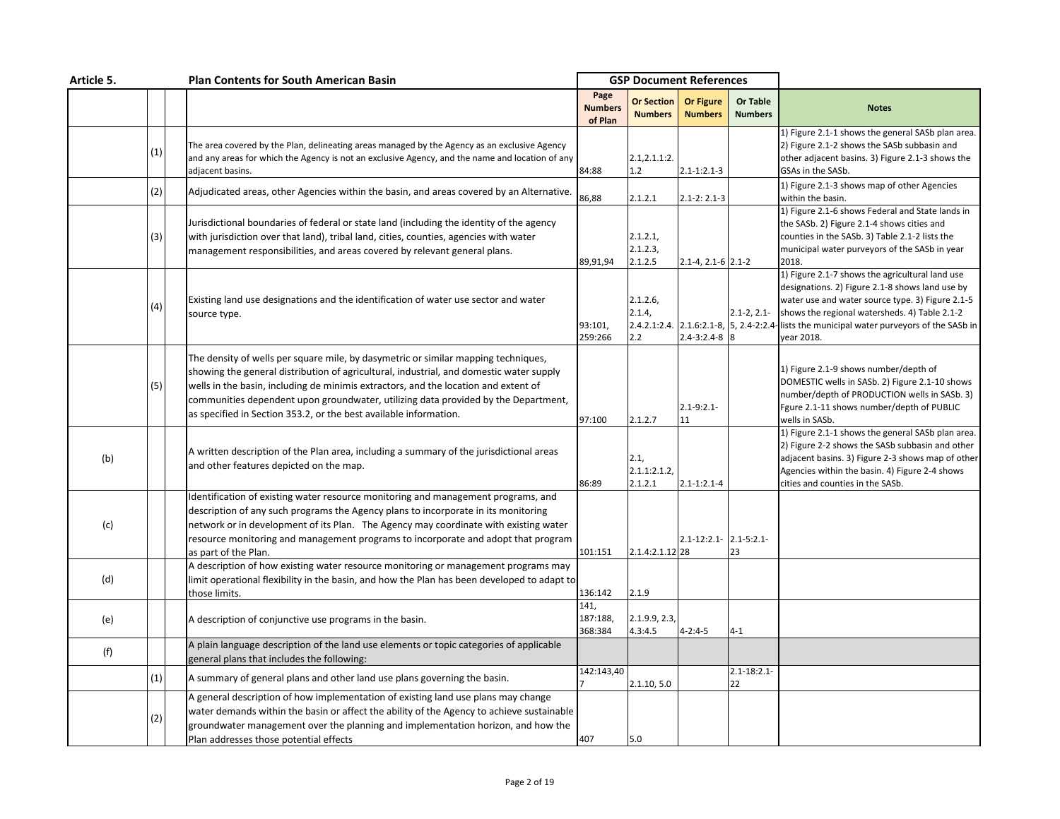| Article 5. | | | Plan Contents for South American Basin | GSP Document References | | | | |
|---|---|---|---|---|---|---|---|---|
| | | | | Page Numbers of Plan | Or Section Numbers | Or Figure Numbers | Or Table Numbers | Notes |
| | (1) | | The area covered by the Plan, delineating areas managed by the Agency as an exclusive Agency and any areas for which the Agency is not an exclusive Agency, and the name and location of any adjacent basins. | 84:88 | 2.1,2.1.1:2.1.2 | 2.1-1:2.1-3 | | 1) Figure 2.1-1 shows the general SASb plan area. 2) Figure 2.1-2 shows the SASb subbasin and other adjacent basins. 3) Figure 2.1-3 shows the GSAs in the SASb. |
| | (2) | | Adjudicated areas, other Agencies within the basin, and areas covered by an Alternative. | 86,88 | 2.1.2.1 | 2.1-2: 2.1-3 | | 1) Figure 2.1-3 shows map of other Agencies within the basin. |
| | (3) | | Jurisdictional boundaries of federal or state land (including the identity of the agency with jurisdiction over that land), tribal land, cities, counties, agencies with water management responsibilities, and areas covered by relevant general plans. | 89,91,94 | 2.1.2.1, 2.1.2.3, 2.1.2.5 | 2.1-4, 2.1-6 | 2.1-2 | 1) Figure 2.1-6 shows Federal and State lands in the SASb. 2) Figure 2.1-4 shows cities and counties in the SASb. 3) Table 2.1-2 lists the municipal water purveyors of the SASb in year 2018. |
| | (4) | | Existing land use designations and the identification of water use sector and water source type. | 93:101, 259:266 | 2.1.2.6, 2.1.4, 2.4.2.1:2.4.2.2 | 2.1.6:2.1-8, 2.4-3:2.4-8 | 2.1-2, 2.1-5, 2.4-2:2.4-8 | 1) Figure 2.1-7 shows the agricultural land use designations. 2) Figure 2.1-8 shows land use by water use and water source type. 3) Figure 2.1-5 shows the regional watersheds. 4) Table 2.1-2 lists the municipal water purveyors of the SASb in year 2018. |
| | (5) | | The density of wells per square mile, by dasymetric or similar mapping techniques, showing the general distribution of agricultural, industrial, and domestic water supply wells in the basin, including de minimis extractors, and the location and extent of communities dependent upon groundwater, utilizing data provided by the Department, as specified in Section 353.2, or the best available information. | 97:100 | 2.1.2.7 | 2.1-9:2.1-11 | | 1) Figure 2.1-9 shows number/depth of DOMESTIC wells in SASb. 2) Figure 2.1-10 shows number/depth of PRODUCTION wells in SASb. 3) Fgure 2.1-11 shows number/depth of PUBLIC wells in SASb. |
| (b) | | | A written description of the Plan area, including a summary of the jurisdictional areas and other features depicted on the map. | 86:89 | 2.1, 2.1.1:2.1.2, 2.1.2.1 | 2.1-1:2.1-4 | | 1) Figure 2.1-1 shows the general SASb plan area. 2) Figure 2-2 shows the SASb subbasin and other adjacent basins. 3) Figure 2-3 shows map of other Agencies within the basin. 4) Figure 2-4 shows cities and counties in the SASb. |
| (c) | | | Identification of existing water resource monitoring and management programs, and description of any such programs the Agency plans to incorporate in its monitoring network or in development of its Plan. The Agency may coordinate with existing water resource monitoring and management programs to incorporate and adopt that program as part of the Plan. | 101:151 | 2.1.4:2.1.12 | 2.1-12:2.1-28 | 2.1-5:2.1-23 | |
| (d) | | | A description of how existing water resource monitoring or management programs may limit operational flexibility in the basin, and how the Plan has been developed to adapt to those limits. | 136:142 | 2.1.9 | | | |
| (e) | | | A description of conjunctive use programs in the basin. | 141, 187:188, 368:384 | 2.1.9.9, 2.3, 4.3:4.5 | 4-2:4-5 | 4-1 | |
| (f) | | | A plain language description of the land use elements or topic categories of applicable general plans that includes the following: | | | | | |
| | (1) | | A summary of general plans and other land use plans governing the basin. | 142:143,407 | 2.1.10, 5.0 | | 2.1-18:2.1-22 | |
| | (2) | | A general description of how implementation of existing land use plans may change water demands within the basin or affect the ability of the Agency to achieve sustainable groundwater management over the planning and implementation horizon, and how the Plan addresses those potential effects | 407 | 5.0 | | | |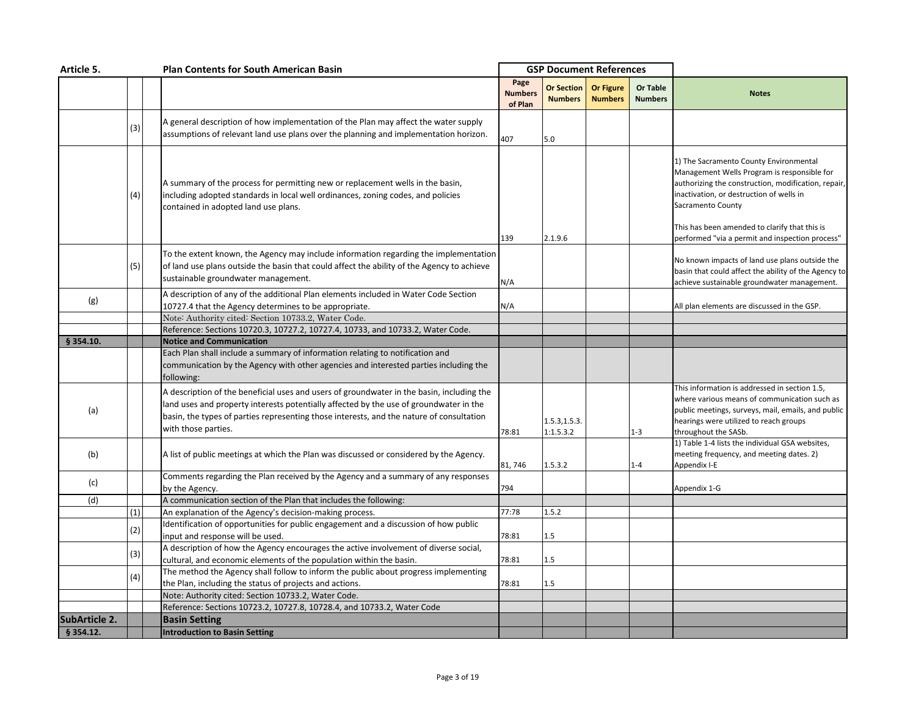| Article 5. | | | Plan Contents for South American Basin | GSP Document References | | | | |
|---|---|---|---|---|---|---|---|---|
| | | | | Page Numbers of Plan | Or Section Numbers | Or Figure Numbers | Or Table Numbers | Notes |
| | (3) | | A general description of how implementation of the Plan may affect the water supply assumptions of relevant land use plans over the planning and implementation horizon. | 407 | 5.0 | | | |
| | (4) | | A summary of the process for permitting new or replacement wells in the basin, including adopted standards in local well ordinances, zoning codes, and policies contained in adopted land use plans. | 139 | 2.1.9.6 | | | 1) The Sacramento County Environmental Management Wells Program is responsible for authorizing the construction, modification, repair, inactivation, or destruction of wells in Sacramento County<br><br>This has been amended to clarify that this is performed "via a permit and inspection process" |
| | (5) | | To the extent known, the Agency may include information regarding the implementation of land use plans outside the basin that could affect the ability of the Agency to achieve sustainable groundwater management. | N/A | | | | No known impacts of land use plans outside the basin that could affect the ability of the Agency to achieve sustainable groundwater management. |
| (g) | | | A description of any of the additional Plan elements included in Water Code Section 10727.4 that the Agency determines to be appropriate. | N/A | | | | All plan elements are discussed in the GSP. |
| | | | Note: Authority cited: Section 10733.2, Water Code. | | | | | |
| | | | Reference: Sections 10720.3, 10727.2, 10727.4, 10733, and 10733.2, Water Code. | | | | | |
| **§ 354.10.** | | | **Notice and Communication** | | | | | |
| | | | Each Plan shall include a summary of information relating to notification and communication by the Agency with other agencies and interested parties including the following: | | | | | |
| (a) | | | A description of the beneficial uses and users of groundwater in the basin, including the land uses and property interests potentially affected by the use of groundwater in the basin, the types of parties representing those interests, and the nature of consultation with those parties. | 78:81 | 1.5.3,1.5.3.1:1.5.3.2 | | 1-3 | This information is addressed in section 1.5, where various means of communication such as public meetings, surveys, mail, emails, and public hearings were utilized to reach groups throughout the SASb. |
| (b) | | | A list of public meetings at which the Plan was discussed or considered by the Agency. | 81, 746 | 1.5.3.2 | | 1-4 | 1) Table 1-4 lists the individual GSA websites, meeting frequency, and meeting dates. 2) Appendix I-E |
| (c) | | | Comments regarding the Plan received by the Agency and a summary of any responses by the Agency. | 794 | | | | Appendix 1-G |
| (d) | | | A communication section of the Plan that includes the following: | | | | | |
| | (1) | | An explanation of the Agency's decision-making process. | 77:78 | 1.5.2 | | | |
| | (2) | | Identification of opportunities for public engagement and a discussion of how public input and response will be used. | 78:81 | 1.5 | | | |
| | (3) | | A description of how the Agency encourages the active involvement of diverse social, cultural, and economic elements of the population within the basin. | 78:81 | 1.5 | | | |
| | (4) | | The method the Agency shall follow to inform the public about progress implementing the Plan, including the status of projects and actions. | 78:81 | 1.5 | | | |
| | | | Note: Authority cited: Section 10733.2, Water Code. | | | | | |
| | | | Reference: Sections 10723.2, 10727.8, 10728.4, and 10733.2, Water Code | | | | | |
| **SubArticle 2.** | | | **Basin Setting** | | | | | |
| **§ 354.12.** | | | **Introduction to Basin Setting** | | | | | |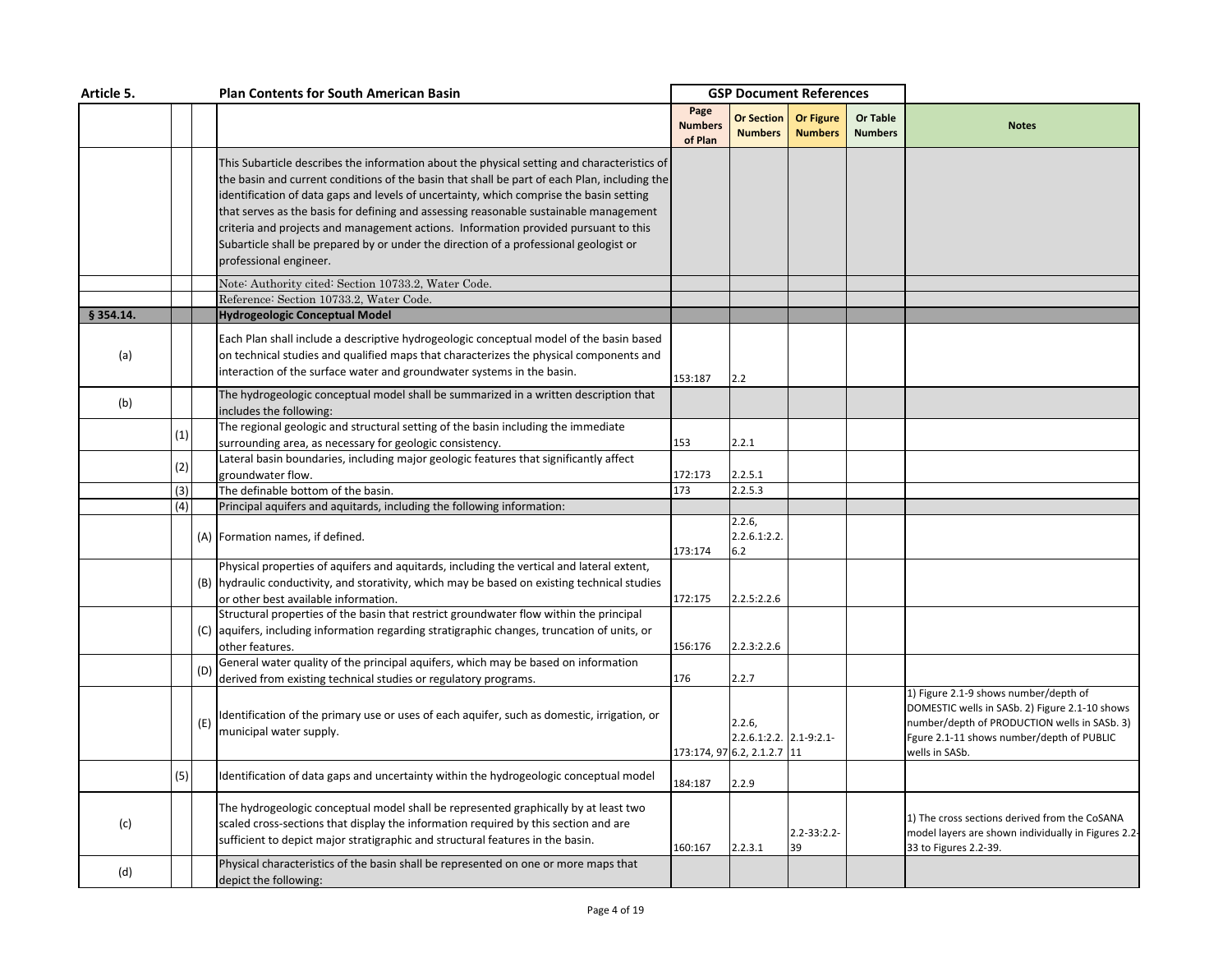| Article 5. | | | Plan Contents for South American Basin | GSP Document References | | | | |
|---|---|---|---|---|---|---|---|---|
| | | | | Page Numbers of Plan | Or Section Numbers | Or Figure Numbers | Or Table Numbers | Notes |
| | | | This Subarticle describes the information about the physical setting and characteristics of the basin and current conditions of the basin that shall be part of each Plan, including the identification of data gaps and levels of uncertainty, which comprise the basin setting that serves as the basis for defining and assessing reasonable sustainable management criteria and projects and management actions. Information provided pursuant to this Subarticle shall be prepared by or under the direction of a professional geologist or professional engineer. | | | | | |
| | | | Note: Authority cited: Section 10733.2, Water Code. | | | | | |
| | | | Reference: Section 10733.2, Water Code. | | | | | |
| **§ 354.14.** | | | **Hydrogeologic Conceptual Model** | | | | | |
| (a) | | | Each Plan shall include a descriptive hydrogeologic conceptual model of the basin based on technical studies and qualified maps that characterizes the physical components and interaction of the surface water and groundwater systems in the basin. | 153:187 | 2.2 | | | |
| (b) | | | The hydrogeologic conceptual model shall be summarized in a written description that includes the following: | | | | | |
| | (1) | | The regional geologic and structural setting of the basin including the immediate surrounding area, as necessary for geologic consistency. | 153 | 2.2.1 | | | |
| | (2) | | Lateral basin boundaries, including major geologic features that significantly affect groundwater flow. | 172:173 | 2.2.5.1 | | | |
| | (3) | | The definable bottom of the basin. | 173 | 2.2.5.3 | | | |
| | (4) | | Principal aquifers and aquitards, including the following information: | | | | | |
| | | (A) | Formation names, if defined. | 173:174 | 2.2.6, 2.2.6.1:2.2.6.2 | | | |
| | | (B) | Physical properties of aquifers and aquitards, including the vertical and lateral extent, hydraulic conductivity, and storativity, which may be based on existing technical studies or other best available information. | 172:175 | 2.2.5:2.2.6 | | | |
| | | (C) | Structural properties of the basin that restrict groundwater flow within the principal aquifers, including information regarding stratigraphic changes, truncation of units, or other features. | 156:176 | 2.2.3:2.2.6 | | | |
| | | (D) | General water quality of the principal aquifers, which may be based on information derived from existing technical studies or regulatory programs. | 176 | 2.2.7 | | | |
| | | (E) | Identification of the primary use or uses of each aquifer, such as domestic, irrigation, or municipal water supply. | 173:174, 97 | 2.2.6, 2.2.6.1:2.2.6.2, 2.1.2.7 | 2.1-9:2.1-11 | | 1) Figure 2.1-9 shows number/depth of DOMESTIC wells in SASb. 2) Figure 2.1-10 shows number/depth of PRODUCTION wells in SASb. 3) Fgure 2.1-11 shows number/depth of PUBLIC wells in SASb. |
| | (5) | | Identification of data gaps and uncertainty within the hydrogeologic conceptual model | 184:187 | 2.2.9 | | | |
| (c) | | | The hydrogeologic conceptual model shall be represented graphically by at least two scaled cross-sections that display the information required by this section and are sufficient to depict major stratigraphic and structural features in the basin. | 160:167 | 2.2.3.1 | 2.2-33:2.2-39 | | 1) The cross sections derived from the CoSANA model layers are shown individually in Figures 2.2-33 to Figures 2.2-39. |
| (d) | | | Physical characteristics of the basin shall be represented on one or more maps that depict the following: | | | | | |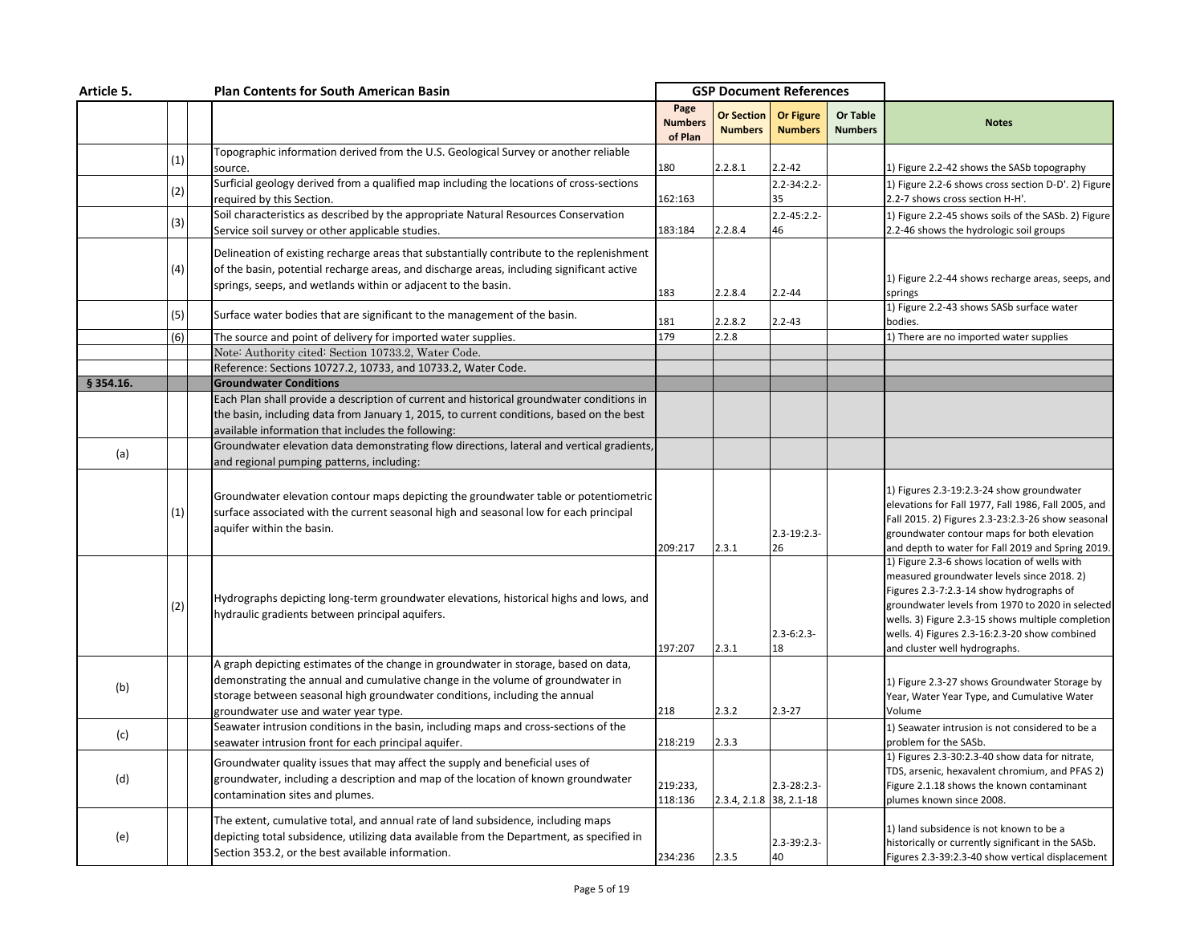| Article 5. | | | Plan Contents for South American Basin | GSP Document References | | | | |
|---|---|---|---|---|---|---|---|---|
| | | | | Page Numbers of Plan | Or Section Numbers | Or Figure Numbers | Or Table Numbers | Notes |
| | (1) | | Topographic information derived from the U.S. Geological Survey or another reliable source. | 180 | 2.2.8.1 | 2.2-42 | | 1) Figure 2.2-42 shows the SASb topography |
| | (2) | | Surficial geology derived from a qualified map including the locations of cross-sections required by this Section. | 162:163 | | 2.2-34:2.2-35 | | 1) Figure 2.2-6 shows cross section D-D'. 2) Figure 2.2-7 shows cross section H-H'. |
| | (3) | | Soil characteristics as described by the appropriate Natural Resources Conservation Service soil survey or other applicable studies. | 183:184 | 2.2.8.4 | 2.2-45:2.2-46 | | 1) Figure 2.2-45 shows soils of the SASb. 2) Figure 2.2-46 shows the hydrologic soil groups |
| | (4) | | Delineation of existing recharge areas that substantially contribute to the replenishment of the basin, potential recharge areas, and discharge areas, including significant active springs, seeps, and wetlands within or adjacent to the basin. | 183 | 2.2.8.4 | 2.2-44 | | 1) Figure 2.2-44 shows recharge areas, seeps, and springs |
| | (5) | | Surface water bodies that are significant to the management of the basin. | 181 | 2.2.8.2 | 2.2-43 | | 1) Figure 2.2-43 shows SASb surface water bodies. |
| | (6) | | The source and point of delivery for imported water supplies. | 179 | 2.2.8 | | | 1) There are no imported water supplies |
| | | | Note: Authority cited: Section 10733.2, Water Code. | | | | | |
| | | | Reference: Sections 10727.2, 10733, and 10733.2, Water Code. | | | | | |
| **§ 354.16.** | | | **Groundwater Conditions** | | | | | |
| | | | Each Plan shall provide a description of current and historical groundwater conditions in the basin, including data from January 1, 2015, to current conditions, based on the best available information that includes the following: | | | | | |
| (a) | | | Groundwater elevation data demonstrating flow directions, lateral and vertical gradients, and regional pumping patterns, including: | | | | | |
| | (1) | | Groundwater elevation contour maps depicting the groundwater table or potentiometric surface associated with the current seasonal high and seasonal low for each principal aquifer within the basin. | 209:217 | 2.3.1 | 2.3-19:2.3-26 | | 1) Figures 2.3-19:2.3-24 show groundwater elevations for Fall 1977, Fall 1986, Fall 2005, and Fall 2015. 2) Figures 2.3-23:2.3-26 show seasonal groundwater contour maps for both elevation and depth to water for Fall 2019 and Spring 2019. |
| | (2) | | Hydrographs depicting long-term groundwater elevations, historical highs and lows, and hydraulic gradients between principal aquifers. | 197:207 | 2.3.1 | 2.3-6:2.3-18 | | 1) Figure 2.3-6 shows location of wells with measured groundwater levels since 2018. 2) Figures 2.3-7:2.3-14 show hydrographs of groundwater levels from 1970 to 2020 in selected wells. 3) Figure 2.3-15 shows multiple completion wells. 4) Figures 2.3-16:2.3-20 show combined and cluster well hydrographs. |
| (b) | | | A graph depicting estimates of the change in groundwater in storage, based on data, demonstrating the annual and cumulative change in the volume of groundwater in storage between seasonal high groundwater conditions, including the annual groundwater use and water year type. | 218 | 2.3.2 | 2.3-27 | | 1) Figure 2.3-27 shows Groundwater Storage by Year, Water Year Type, and Cumulative Water Volume |
| (c) | | | Seawater intrusion conditions in the basin, including maps and cross-sections of the seawater intrusion front for each principal aquifer. | 218:219 | 2.3.3 | | | 1) Seawater intrusion is not considered to be a problem for the SASb. |
| (d) | | | Groundwater quality issues that may affect the supply and beneficial uses of groundwater, including a description and map of the location of known groundwater contamination sites and plumes. | 219:233, 118:136 | 2.3.4, 2.1.8 | 2.3-28:2.3-38, 2.1-18 | | 1) Figures 2.3-30:2.3-40 show data for nitrate, TDS, arsenic, hexavalent chromium, and PFAS 2) Figure 2.1.18 shows the known contaminant plumes known since 2008. |
| (e) | | | The extent, cumulative total, and annual rate of land subsidence, including maps depicting total subsidence, utilizing data available from the Department, as specified in Section 353.2, or the best available information. | 234:236 | 2.3.5 | 2.3-39:2.3-40 | | 1) land subsidence is not known to be a historically or currently significant in the SASb. Figures 2.3-39:2.3-40 show vertical displacement |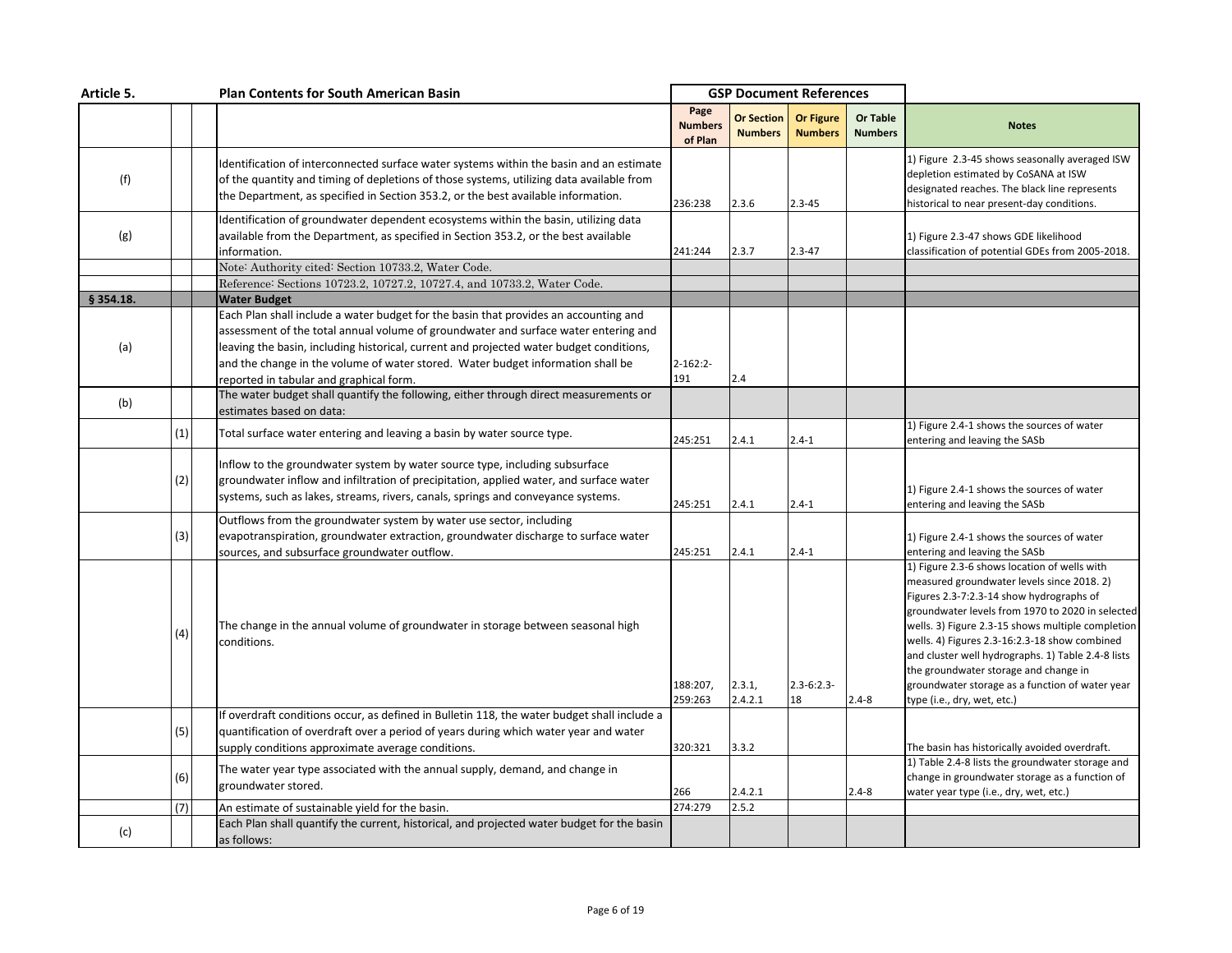| Article 5. | | | Plan Contents for South American Basin | GSP Document References | | | | |
|---|---|---|---|---|---|---|---|---|
| | | | | Page Numbers of Plan | Or Section Numbers | Or Figure Numbers | Or Table Numbers | Notes |
| (f) | | | Identification of interconnected surface water systems within the basin and an estimate of the quantity and timing of depletions of those systems, utilizing data available from the Department, as specified in Section 353.2, or the best available information. | 236:238 | 2.3.6 | 2.3-45 | | 1) Figure 2.3-45 shows seasonally averaged ISW depletion estimated by CoSANA at ISW designated reaches. The black line represents historical to near present-day conditions. |
| (g) | | | Identification of groundwater dependent ecosystems within the basin, utilizing data available from the Department, as specified in Section 353.2, or the best available information. | 241:244 | 2.3.7 | 2.3-47 | | 1) Figure 2.3-47 shows GDE likelihood classification of potential GDEs from 2005-2018. |
| | | | Note: Authority cited: Section 10733.2, Water Code. | | | | | |
| | | | Reference: Sections 10723.2, 10727.2, 10727.4, and 10733.2, Water Code. | | | | | |
| **§ 354.18.** | | | **Water Budget** | | | | | |
| (a) | | | Each Plan shall include a water budget for the basin that provides an accounting and assessment of the total annual volume of groundwater and surface water entering and leaving the basin, including historical, current and projected water budget conditions, and the change in the volume of water stored. Water budget information shall be reported in tabular and graphical form. | 2-162:2-191 | 2.4 | | | |
| (b) | | | The water budget shall quantify the following, either through direct measurements or estimates based on data: | | | | | |
| | (1) | | Total surface water entering and leaving a basin by water source type. | 245:251 | 2.4.1 | 2.4-1 | | 1) Figure 2.4-1 shows the sources of water entering and leaving the SASb |
| | (2) | | Inflow to the groundwater system by water source type, including subsurface groundwater inflow and infiltration of precipitation, applied water, and surface water systems, such as lakes, streams, rivers, canals, springs and conveyance systems. | 245:251 | 2.4.1 | 2.4-1 | | 1) Figure 2.4-1 shows the sources of water entering and leaving the SASb |
| | (3) | | Outflows from the groundwater system by water use sector, including evapotranspiration, groundwater extraction, groundwater discharge to surface water sources, and subsurface groundwater outflow. | 245:251 | 2.4.1 | 2.4-1 | | 1) Figure 2.4-1 shows the sources of water entering and leaving the SASb |
| | (4) | | The change in the annual volume of groundwater in storage between seasonal high conditions. | 188:207, 259:263 | 2.3.1, 2.4.2.1 | 2.3-6:2.3-18 | 2.4-8 | 1) Figure 2.3-6 shows location of wells with measured groundwater levels since 2018. 2) Figures 2.3-7:2.3-14 show hydrographs of groundwater levels from 1970 to 2020 in selected wells. 3) Figure 2.3-15 shows multiple completion wells. 4) Figures 2.3-16:2.3-18 show combined and cluster well hydrographs. 1) Table 2.4-8 lists the groundwater storage and change in groundwater storage as a function of water year type (i.e., dry, wet, etc.) |
| | (5) | | If overdraft conditions occur, as defined in Bulletin 118, the water budget shall include a quantification of overdraft over a period of years during which water year and water supply conditions approximate average conditions. | 320:321 | 3.3.2 | | | The basin has historically avoided overdraft. |
| | (6) | | The water year type associated with the annual supply, demand, and change in groundwater stored. | 266 | 2.4.2.1 | | 2.4-8 | 1) Table 2.4-8 lists the groundwater storage and change in groundwater storage as a function of water year type (i.e., dry, wet, etc.) |
| | (7) | | An estimate of sustainable yield for the basin. | 274:279 | 2.5.2 | | | |
| (c) | | | Each Plan shall quantify the current, historical, and projected water budget for the basin as follows: | | | | | |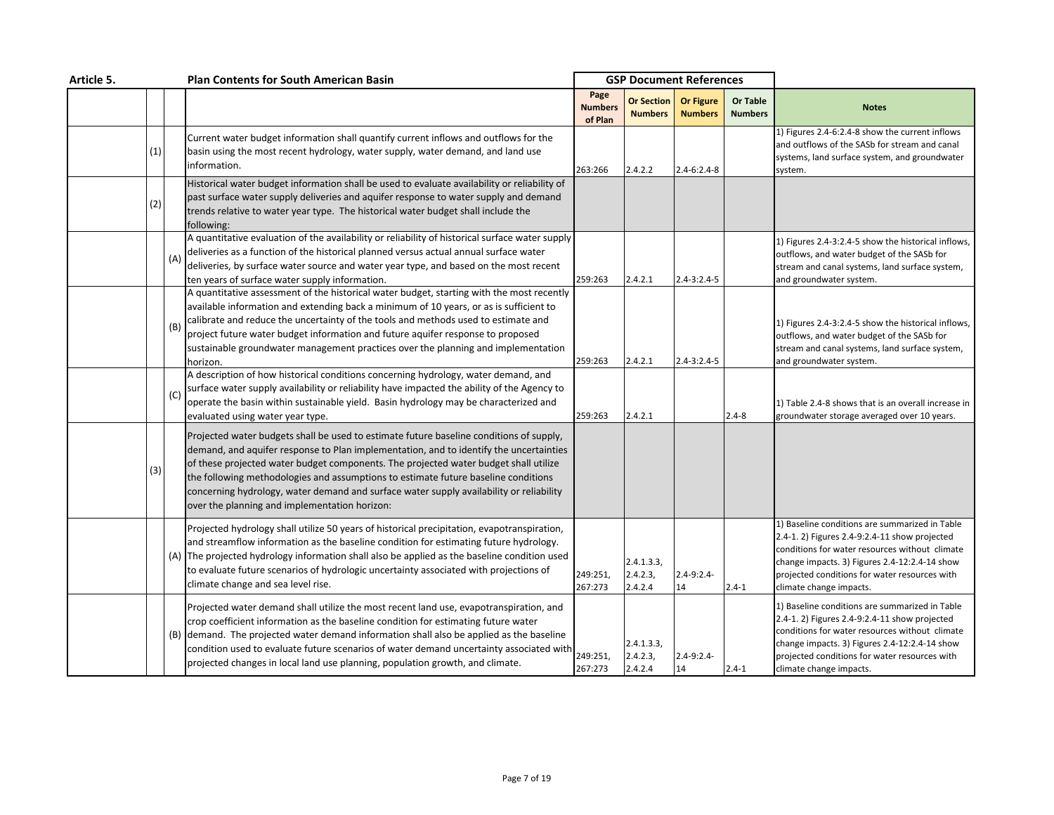| Article 5. | | | Plan Contents for South American Basin | GSP Document References | | | | |
|---|---|---|---|---|---|---|---|---|
| | | | | Page Numbers of Plan | Or Section Numbers | Or Figure Numbers | Or Table Numbers | Notes |
| | (1) | | Current water budget information shall quantify current inflows and outflows for the basin using the most recent hydrology, water supply, water demand, and land use information. | 263:266 | 2.4.2.2 | 2.4-6:2.4-8 | | 1) Figures 2.4-6:2.4-8 show the current inflows and outflows of the SASb for stream and canal systems, land surface system, and groundwater system. |
| | (2) | | Historical water budget information shall be used to evaluate availability or reliability of past surface water supply deliveries and aquifer response to water supply and demand trends relative to water year type. The historical water budget shall include the following: | | | | | |
| | | (A) | A quantitative evaluation of the availability or reliability of historical surface water supply deliveries as a function of the historical planned versus actual annual surface water deliveries, by surface water source and water year type, and based on the most recent ten years of surface water supply information. | 259:263 | 2.4.2.1 | 2.4-3:2.4-5 | | 1) Figures 2.4-3:2.4-5 show the historical inflows, outflows, and water budget of the SASb for stream and canal systems, land surface system, and groundwater system. |
| | | (B) | A quantitative assessment of the historical water budget, starting with the most recently available information and extending back a minimum of 10 years, or as is sufficient to calibrate and reduce the uncertainty of the tools and methods used to estimate and project future water budget information and future aquifer response to proposed sustainable groundwater management practices over the planning and implementation horizon. | 259:263 | 2.4.2.1 | 2.4-3:2.4-5 | | 1) Figures 2.4-3:2.4-5 show the historical inflows, outflows, and water budget of the SASb for stream and canal systems, land surface system, and groundwater system. |
| | | (C) | A description of how historical conditions concerning hydrology, water demand, and surface water supply availability or reliability have impacted the ability of the Agency to operate the basin within sustainable yield. Basin hydrology may be characterized and evaluated using water year type. | 259:263 | 2.4.2.1 | | 2.4-8 | 1) Table 2.4-8 shows that is an overall increase in groundwater storage averaged over 10 years. |
| | (3) | | Projected water budgets shall be used to estimate future baseline conditions of supply, demand, and aquifer response to Plan implementation, and to identify the uncertainties of these projected water budget components. The projected water budget shall utilize the following methodologies and assumptions to estimate future baseline conditions concerning hydrology, water demand and surface water supply availability or reliability over the planning and implementation horizon: | | | | | |
| | | (A) | Projected hydrology shall utilize 50 years of historical precipitation, evapotranspiration, and streamflow information as the baseline condition for estimating future hydrology. The projected hydrology information shall also be applied as the baseline condition used to evaluate future scenarios of hydrologic uncertainty associated with projections of climate change and sea level rise. | 249:251, 267:273 | 2.4.1.3.3, 2.4.2.3, 2.4.2.4 | 2.4-9:2.4-14 | 2.4-1 | 1) Baseline conditions are summarized in Table 2.4-1. 2) Figures 2.4-9:2.4-11 show projected conditions for water resources without climate change impacts. 3) Figures 2.4-12:2.4-14 show projected conditions for water resources with climate change impacts. |
| | | (B) | Projected water demand shall utilize the most recent land use, evapotranspiration, and crop coefficient information as the baseline condition for estimating future water demand. The projected water demand information shall also be applied as the baseline condition used to evaluate future scenarios of water demand uncertainty associated with projected changes in local land use planning, population growth, and climate. | 249:251, 267:273 | 2.4.1.3.3, 2.4.2.3, 2.4.2.4 | 2.4-9:2.4-14 | 2.4-1 | 1) Baseline conditions are summarized in Table 2.4-1. 2) Figures 2.4-9:2.4-11 show projected conditions for water resources without climate change impacts. 3) Figures 2.4-12:2.4-14 show projected conditions for water resources with climate change impacts. |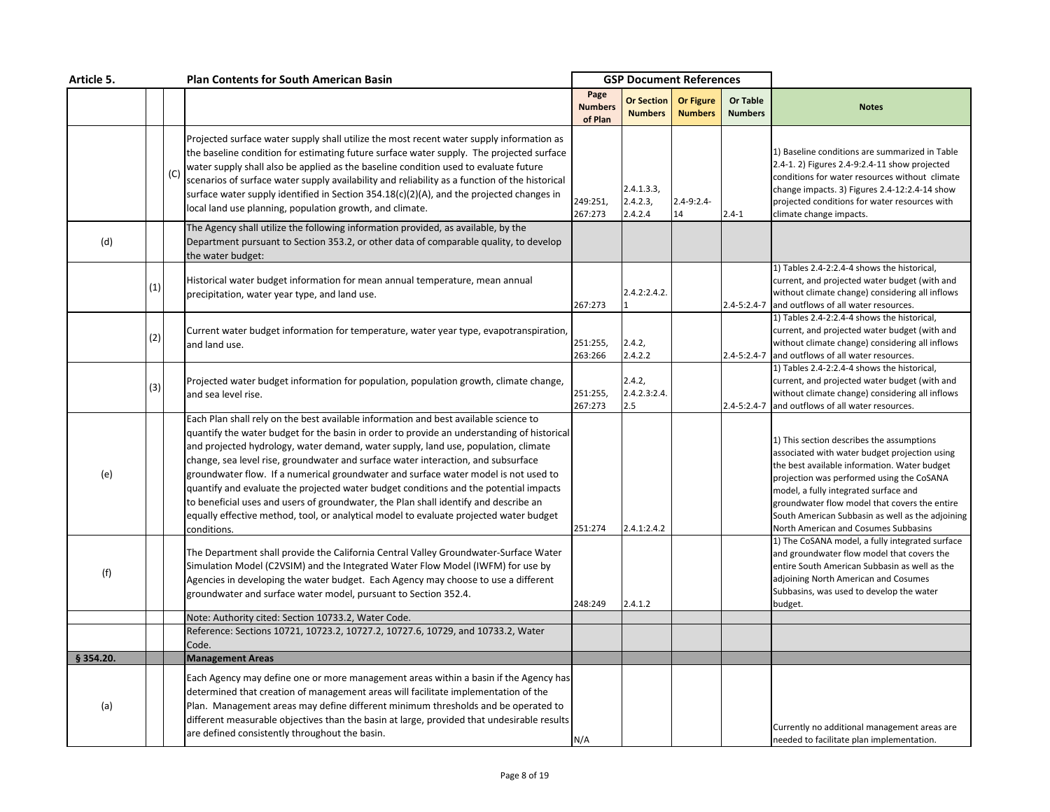| Article 5. | | | Plan Contents for South American Basin | GSP Document References | | | | |
|---|---|---|---|---|---|---|---|---|
| | | | | Page Numbers of Plan | Or Section Numbers | Or Figure Numbers | Or Table Numbers | Notes |
| | | (C) | Projected surface water supply shall utilize the most recent water supply information as the baseline condition for estimating future surface water supply. The projected surface water supply shall also be applied as the baseline condition used to evaluate future scenarios of surface water supply availability and reliability as a function of the historical surface water supply identified in Section 354.18(c)(2)(A), and the projected changes in local land use planning, population growth, and climate. | 249:251, 267:273 | 2.4.1.3.3, 2.4.2.3, 2.4.2.4 | 2.4-9:2.4-14 | 2.4-1 | 1) Baseline conditions are summarized in Table 2.4-1. 2) Figures 2.4-9:2.4-11 show projected conditions for water resources without climate change impacts. 3) Figures 2.4-12:2.4-14 show projected conditions for water resources with climate change impacts. |
| (d) | | | The Agency shall utilize the following information provided, as available, by the Department pursuant to Section 353.2, or other data of comparable quality, to develop the water budget: | | | | | |
| | (1) | | Historical water budget information for mean annual temperature, mean annual precipitation, water year type, and land use. | 267:273 | 2.4.2:2.4.2.1 | | 2.4-5:2.4-7 | 1) Tables 2.4-2:2.4-4 shows the historical, current, and projected water budget (with and without climate change) considering all inflows and outflows of all water resources. |
| | (2) | | Current water budget information for temperature, water year type, evapotranspiration, and land use. | 251:255, 263:266 | 2.4.2, 2.4.2.2 | | 2.4-5:2.4-7 | 1) Tables 2.4-2:2.4-4 shows the historical, current, and projected water budget (with and without climate change) considering all inflows and outflows of all water resources. |
| | (3) | | Projected water budget information for population, population growth, climate change, and sea level rise. | 251:255, 267:273 | 2.4.2, 2.4.2.3:2.4.2.5 | | 2.4-5:2.4-7 | 1) Tables 2.4-2:2.4-4 shows the historical, current, and projected water budget (with and without climate change) considering all inflows and outflows of all water resources. |
| (e) | | | Each Plan shall rely on the best available information and best available science to quantify the water budget for the basin in order to provide an understanding of historical and projected hydrology, water demand, water supply, land use, population, climate change, sea level rise, groundwater and surface water interaction, and subsurface groundwater flow. If a numerical groundwater and surface water model is not used to quantify and evaluate the projected water budget conditions and the potential impacts to beneficial uses and users of groundwater, the Plan shall identify and describe an equally effective method, tool, or analytical model to evaluate projected water budget conditions. | 251:274 | 2.4.1:2.4.2 | | | 1) This section describes the assumptions associated with water budget projection using the best available information. Water budget projection was performed using the CoSANA model, a fully integrated surface and groundwater flow model that covers the entire South American Subbasin as well as the adjoining North American and Cosumes Subbasins |
| (f) | | | The Department shall provide the California Central Valley Groundwater-Surface Water Simulation Model (C2VSIM) and the Integrated Water Flow Model (IWFM) for use by Agencies in developing the water budget. Each Agency may choose to use a different groundwater and surface water model, pursuant to Section 352.4. | 248:249 | 2.4.1.2 | | | 1) The CoSANA model, a fully integrated surface and groundwater flow model that covers the entire South American Subbasin as well as the adjoining North American and Cosumes Subbasins, was used to develop the water budget. |
| | | | Note: Authority cited: Section 10733.2, Water Code. | | | | | |
| | | | Reference: Sections 10721, 10723.2, 10727.2, 10727.6, 10729, and 10733.2, Water Code. | | | | | |
| **§ 354.20.** | | | **Management Areas** | | | | | |
| (a) | | | Each Agency may define one or more management areas within a basin if the Agency has determined that creation of management areas will facilitate implementation of the Plan. Management areas may define different minimum thresholds and be operated to different measurable objectives than the basin at large, provided that undesirable results are defined consistently throughout the basin. | N/A | | | | Currently no additional management areas are needed to facilitate plan implementation. |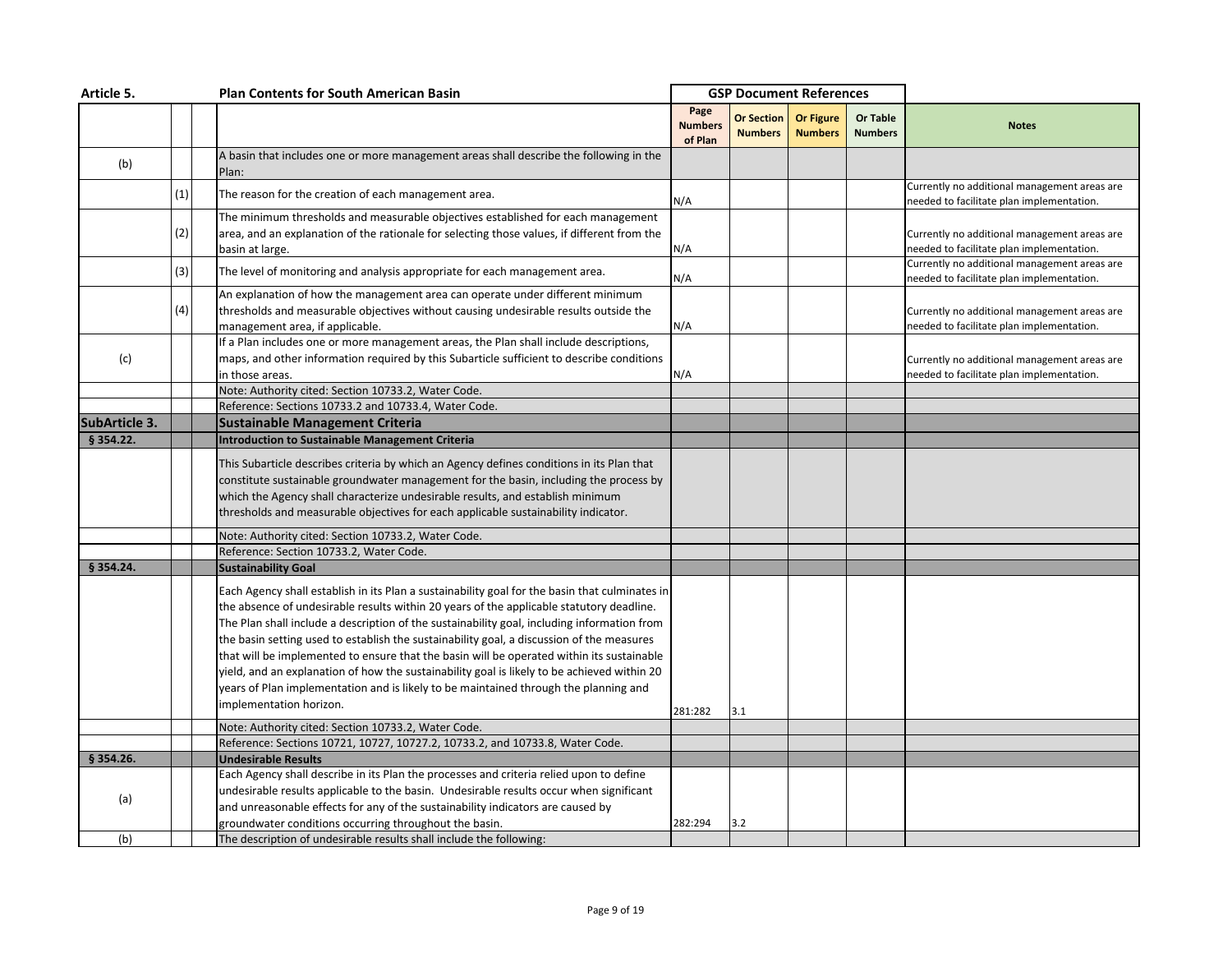| Article 5. | | | Plan Contents for South American Basin | GSP Document References | | | | |
|---|---|---|---|---|---|---|---|---|
| | | | | Page Numbers of Plan | Or Section Numbers | Or Figure Numbers | Or Table Numbers | Notes |
| (b) | | | A basin that includes one or more management areas shall describe the following in the Plan: | | | | | |
| | (1) | | The reason for the creation of each management area. | N/A | | | | Currently no additional management areas are needed to facilitate plan implementation. |
| | (2) | | The minimum thresholds and measurable objectives established for each management area, and an explanation of the rationale for selecting those values, if different from the basin at large. | N/A | | | | Currently no additional management areas are needed to facilitate plan implementation. |
| | (3) | | The level of monitoring and analysis appropriate for each management area. | N/A | | | | Currently no additional management areas are needed to facilitate plan implementation. |
| | (4) | | An explanation of how the management area can operate under different minimum thresholds and measurable objectives without causing undesirable results outside the management area, if applicable. | N/A | | | | Currently no additional management areas are needed to facilitate plan implementation. |
| (c) | | | If a Plan includes one or more management areas, the Plan shall include descriptions, maps, and other information required by this Subarticle sufficient to describe conditions in those areas. | N/A | | | | Currently no additional management areas are needed to facilitate plan implementation. |
| | | | Note: Authority cited: Section 10733.2, Water Code. | | | | | |
| | | | Reference: Sections 10733.2 and 10733.4, Water Code. | | | | | |
| **SubArticle 3.** | | | **Sustainable Management Criteria** | | | | | |
| **§ 354.22.** | | | **Introduction to Sustainable Management Criteria** | | | | | |
| | | | This Subarticle describes criteria by which an Agency defines conditions in its Plan that constitute sustainable groundwater management for the basin, including the process by which the Agency shall characterize undesirable results, and establish minimum thresholds and measurable objectives for each applicable sustainability indicator. | | | | | |
| | | | Note: Authority cited: Section 10733.2, Water Code. | | | | | |
| | | | Reference: Section 10733.2, Water Code. | | | | | |
| **§ 354.24.** | | | **Sustainability Goal** | | | | | |
| | | | Each Agency shall establish in its Plan a sustainability goal for the basin that culminates in the absence of undesirable results within 20 years of the applicable statutory deadline. The Plan shall include a description of the sustainability goal, including information from the basin setting used to establish the sustainability goal, a discussion of the measures that will be implemented to ensure that the basin will be operated within its sustainable yield, and an explanation of how the sustainability goal is likely to be achieved within 20 years of Plan implementation and is likely to be maintained through the planning and implementation horizon. | 281:282 | 3.1 | | | |
| | | | Note: Authority cited: Section 10733.2, Water Code. | | | | | |
| | | | Reference: Sections 10721, 10727, 10727.2, 10733.2, and 10733.8, Water Code. | | | | | |
| **§ 354.26.** | | | **Undesirable Results** | | | | | |
| (a) | | | Each Agency shall describe in its Plan the processes and criteria relied upon to define undesirable results applicable to the basin. Undesirable results occur when significant and unreasonable effects for any of the sustainability indicators are caused by groundwater conditions occurring throughout the basin. | 282:294 | 3.2 | | | |
| (b) | | | The description of undesirable results shall include the following: | | | | | |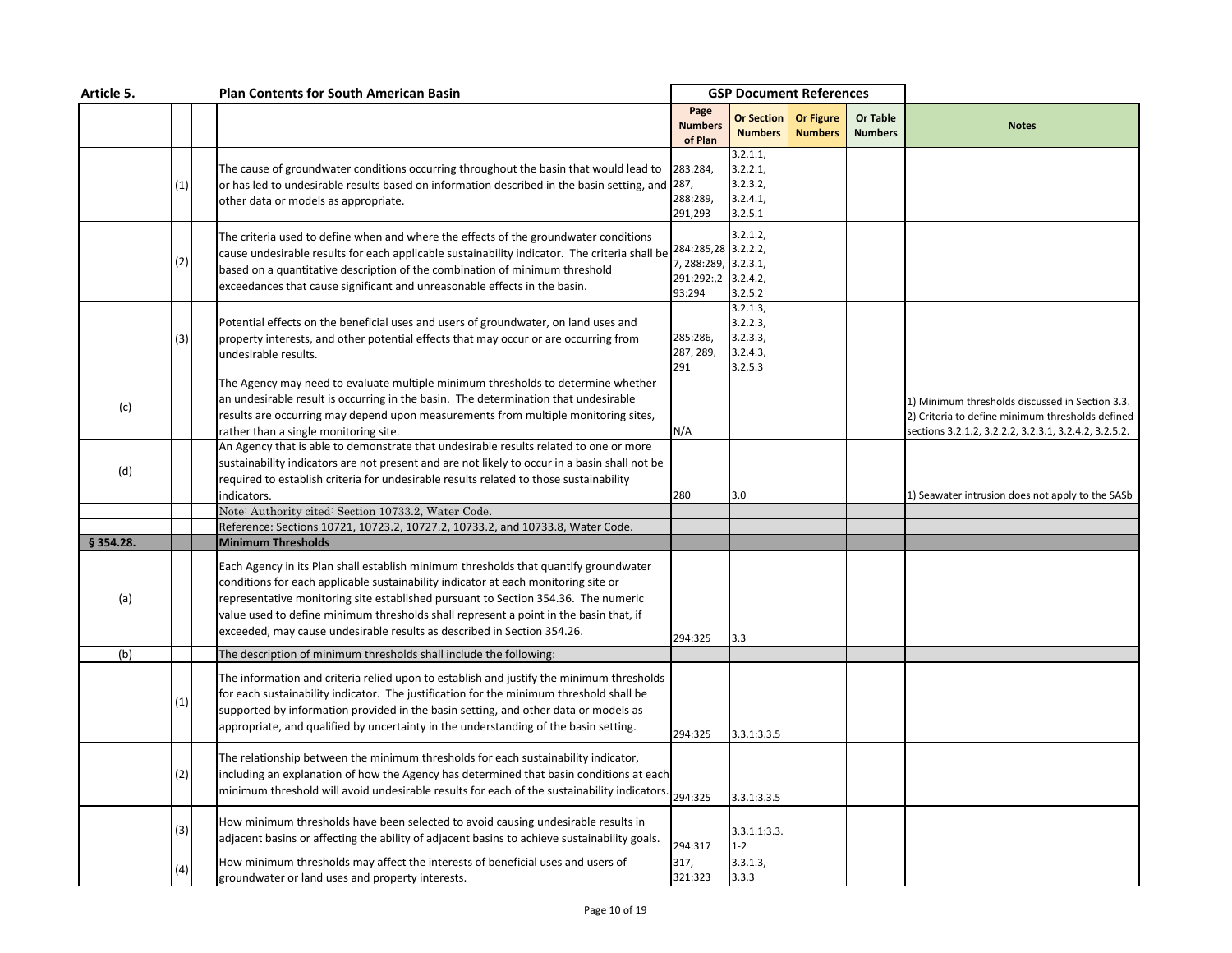| Article 5. | | | Plan Contents for South American Basin | GSP Document References | | | | |
|---|---|---|---|---|---|---|---|---|
| | | | | Page Numbers of Plan | Or Section Numbers | Or Figure Numbers | Or Table Numbers | Notes |
| | (1) | | The cause of groundwater conditions occurring throughout the basin that would lead to or has led to undesirable results based on information described in the basin setting, and other data or models as appropriate. | 283:284, 287, 288:289, 291,293 | 3.2.1.1, 3.2.2.1, 3.2.3.2, 3.2.4.1, 3.2.5.1 | | | |
| | (2) | | The criteria used to define when and where the effects of the groundwater conditions cause undesirable results for each applicable sustainability indicator. The criteria shall be based on a quantitative description of the combination of minimum threshold exceedances that cause significant and unreasonable effects in the basin. | 284:285,287, 288:289, 291:292:,293:294 | 3.2.1.2, 3.2.2.2, 3.2.3.1, 3.2.4.2, 3.2.5.2 | | | |
| | (3) | | Potential effects on the beneficial uses and users of groundwater, on land uses and property interests, and other potential effects that may occur or are occurring from undesirable results. | 285:286, 287, 289, 291 | 3.2.1.3, 3.2.2.3, 3.2.3.3, 3.2.4.3, 3.2.5.3 | | | |
| (c) | | | The Agency may need to evaluate multiple minimum thresholds to determine whether an undesirable result is occurring in the basin. The determination that undesirable results are occurring may depend upon measurements from multiple monitoring sites, rather than a single monitoring site. | N/A | | | | 1) Minimum thresholds discussed in Section 3.3. 2) Criteria to define minimum thresholds defined sections 3.2.1.2, 3.2.2.2, 3.2.3.1, 3.2.4.2, 3.2.5.2. |
| (d) | | | An Agency that is able to demonstrate that undesirable results related to one or more sustainability indicators are not present and are not likely to occur in a basin shall not be required to establish criteria for undesirable results related to those sustainability indicators. | 280 | 3.0 | | | 1) Seawater intrusion does not apply to the SASb |
| | | | Note: Authority cited: Section 10733.2, Water Code. | | | | | |
| | | | Reference: Sections 10721, 10723.2, 10727.2, 10733.2, and 10733.8, Water Code. | | | | | |
| **§ 354.28.** | | | **Minimum Thresholds** | | | | | |
| (a) | | | Each Agency in its Plan shall establish minimum thresholds that quantify groundwater conditions for each applicable sustainability indicator at each monitoring site or representative monitoring site established pursuant to Section 354.36. The numeric value used to define minimum thresholds shall represent a point in the basin that, if exceeded, may cause undesirable results as described in Section 354.26. | 294:325 | 3.3 | | | |
| (b) | | | The description of minimum thresholds shall include the following: | | | | | |
| | (1) | | The information and criteria relied upon to establish and justify the minimum thresholds for each sustainability indicator. The justification for the minimum threshold shall be supported by information provided in the basin setting, and other data or models as appropriate, and qualified by uncertainty in the understanding of the basin setting. | 294:325 | 3.3.1:3.3.5 | | | |
| | (2) | | The relationship between the minimum thresholds for each sustainability indicator, including an explanation of how the Agency has determined that basin conditions at each minimum threshold will avoid undesirable results for each of the sustainability indicators. | 294:325 | 3.3.1:3.3.5 | | | |
| | (3) | | How minimum thresholds have been selected to avoid causing undesirable results in adjacent basins or affecting the ability of adjacent basins to achieve sustainability goals. | 294:317 | 3.3.1.1:3.3.1-2 | | | |
| | (4) | | How minimum thresholds may affect the interests of beneficial uses and users of groundwater or land uses and property interests. | 317, 321:323 | 3.3.1.3, 3.3.3 | | | |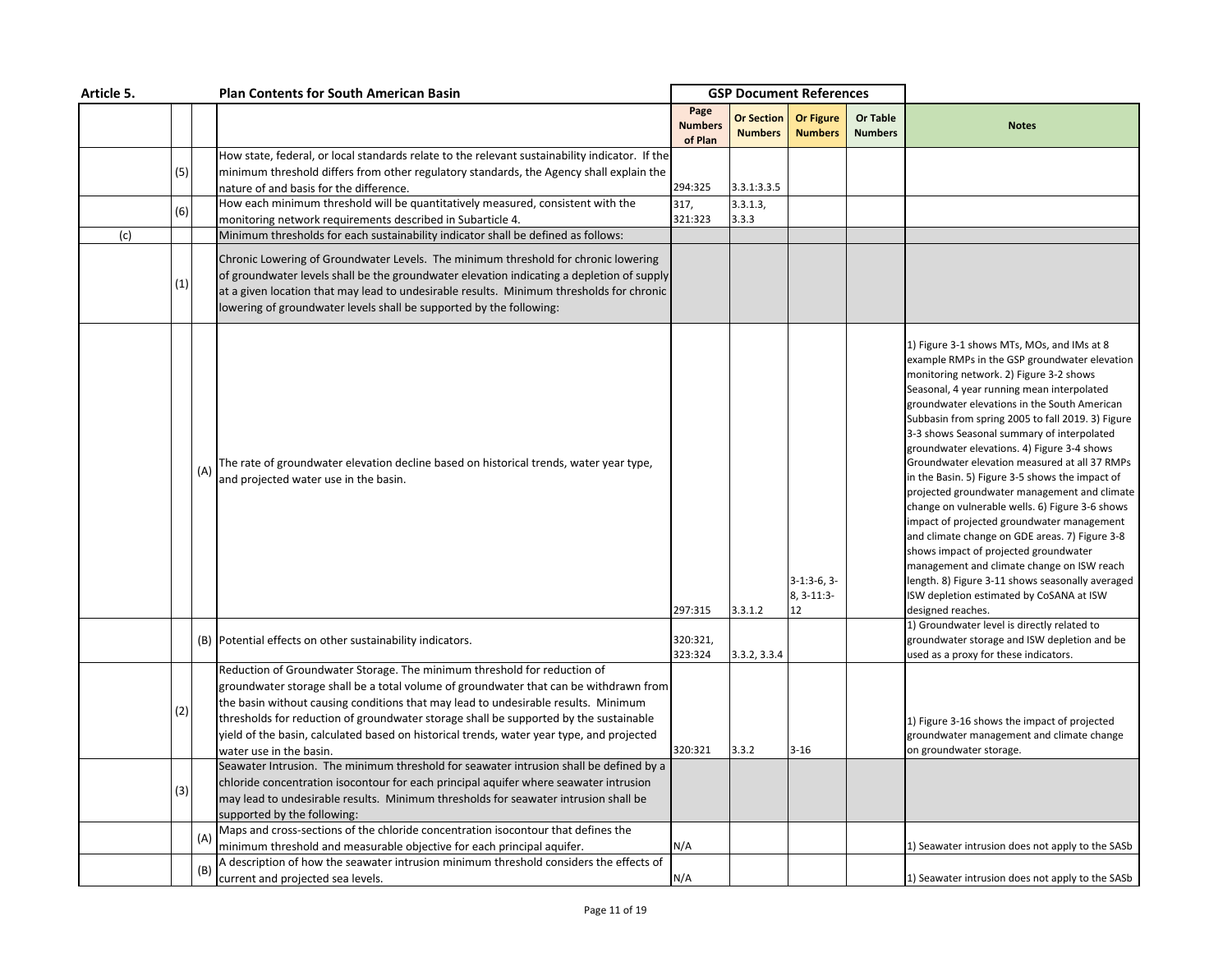| Article 5. | | | Plan Contents for South American Basin | GSP Document References | | | | |
|---|---|---|---|---|---|---|---|---|
| | | | | Page Numbers of Plan | Or Section Numbers | Or Figure Numbers | Or Table Numbers | Notes |
| | (5) | | How state, federal, or local standards relate to the relevant sustainability indicator. If the minimum threshold differs from other regulatory standards, the Agency shall explain the nature of and basis for the difference. | 294:325 | 3.3.1:3.3.5 | | | |
| | (6) | | How each minimum threshold will be quantitatively measured, consistent with the monitoring network requirements described in Subarticle 4. | 317, 321:323 | 3.3.1.3, 3.3.3 | | | |
| (c) | | | Minimum thresholds for each sustainability indicator shall be defined as follows: | | | | | |
| | (1) | | Chronic Lowering of Groundwater Levels. The minimum threshold for chronic lowering of groundwater levels shall be the groundwater elevation indicating a depletion of supply at a given location that may lead to undesirable results. Minimum thresholds for chronic lowering of groundwater levels shall be supported by the following: | | | | | |
| | | (A) | The rate of groundwater elevation decline based on historical trends, water year type, and projected water use in the basin. | 297:315 | 3.3.1.2 | 3-1:3-6, 3-8, 3-11:3-12 | | 1) Figure 3-1 shows MTs, MOs, and IMs at 8 example RMPs in the GSP groundwater elevation monitoring network. 2) Figure 3-2 shows Seasonal, 4 year running mean interpolated groundwater elevations in the South American Subbasin from spring 2005 to fall 2019. 3) Figure 3-3 shows Seasonal summary of interpolated groundwater elevations. 4) Figure 3-4 shows Groundwater elevation measured at all 37 RMPs in the Basin. 5) Figure 3-5 shows the impact of projected groundwater management and climate change on vulnerable wells. 6) Figure 3-6 shows impact of projected groundwater management and climate change on GDE areas. 7) Figure 3-8 shows impact of projected groundwater management and climate change on ISW reach length. 8) Figure 3-11 shows seasonally averaged ISW depletion estimated by CoSANA at ISW designed reaches. |
| | | (B) | Potential effects on other sustainability indicators. | 320:321, 323:324 | 3.3.2, 3.3.4 | | | 1) Groundwater level is directly related to groundwater storage and ISW depletion and be used as a proxy for these indicators. |
| | (2) | | Reduction of Groundwater Storage. The minimum threshold for reduction of groundwater storage shall be a total volume of groundwater that can be withdrawn from the basin without causing conditions that may lead to undesirable results. Minimum thresholds for reduction of groundwater storage shall be supported by the sustainable yield of the basin, calculated based on historical trends, water year type, and projected water use in the basin. | 320:321 | 3.3.2 | 3-16 | | 1) Figure 3-16 shows the impact of projected groundwater management and climate change on groundwater storage. |
| | (3) | | Seawater Intrusion. The minimum threshold for seawater intrusion shall be defined by a chloride concentration isocontour for each principal aquifer where seawater intrusion may lead to undesirable results. Minimum thresholds for seawater intrusion shall be supported by the following: | | | | | |
| | | (A) | Maps and cross-sections of the chloride concentration isocontour that defines the minimum threshold and measurable objective for each principal aquifer. | N/A | | | | 1) Seawater intrusion does not apply to the SASb |
| | | (B) | A description of how the seawater intrusion minimum threshold considers the effects of current and projected sea levels. | N/A | | | | 1) Seawater intrusion does not apply to the SASb |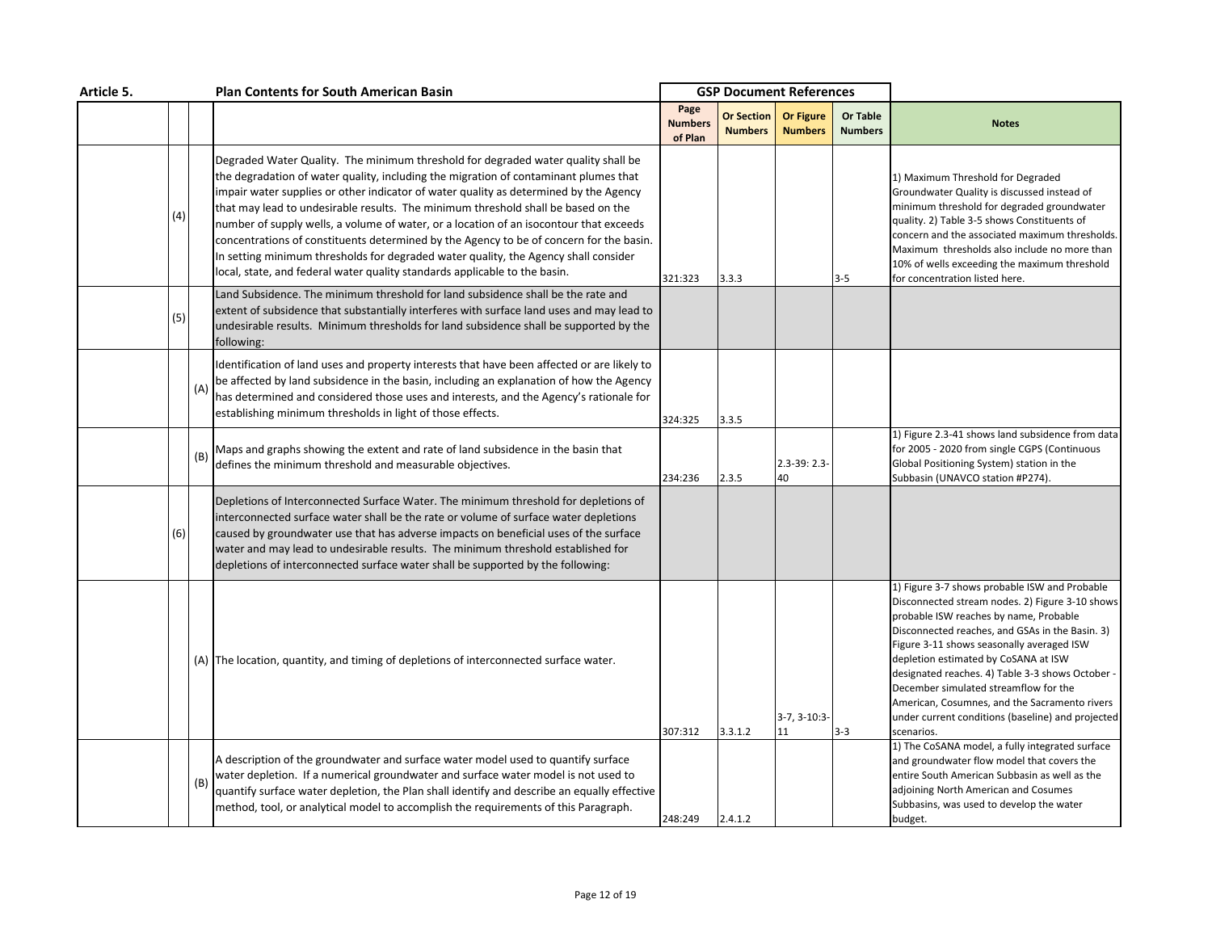| Article 5. | | | Plan Contents for South American Basin | GSP Document References | | | | |
|---|---|---|---|---|---|---|---|---|
| | | | | Page Numbers of Plan | Or Section Numbers | Or Figure Numbers | Or Table Numbers | Notes |
| | (4) | | Degraded Water Quality. The minimum threshold for degraded water quality shall be the degradation of water quality, including the migration of contaminant plumes that impair water supplies or other indicator of water quality as determined by the Agency that may lead to undesirable results. The minimum threshold shall be based on the number of supply wells, a volume of water, or a location of an isocontour that exceeds concentrations of constituents determined by the Agency to be of concern for the basin. In setting minimum thresholds for degraded water quality, the Agency shall consider local, state, and federal water quality standards applicable to the basin. | 321:323 | 3.3.3 | | 3-5 | 1) Maximum Threshold for Degraded Groundwater Quality is discussed instead of minimum threshold for degraded groundwater quality. 2) Table 3-5 shows Constituents of concern and the associated maximum thresholds. Maximum thresholds also include no more than 10% of wells exceeding the maximum threshold for concentration listed here. |
| | (5) | | Land Subsidence. The minimum threshold for land subsidence shall be the rate and extent of subsidence that substantially interferes with surface land uses and may lead to undesirable results. Minimum thresholds for land subsidence shall be supported by the following: | | | | | |
| | | (A) | Identification of land uses and property interests that have been affected or are likely to be affected by land subsidence in the basin, including an explanation of how the Agency has determined and considered those uses and interests, and the Agency's rationale for establishing minimum thresholds in light of those effects. | 324:325 | 3.3.5 | | | |
| | | (B) | Maps and graphs showing the extent and rate of land subsidence in the basin that defines the minimum threshold and measurable objectives. | 234:236 | 2.3.5 | 2.3-39: 2.3-40 | | 1) Figure 2.3-41 shows land subsidence from data for 2005 - 2020 from single CGPS (Continuous Global Positioning System) station in the Subbasin (UNAVCO station #P274). |
| | (6) | | Depletions of Interconnected Surface Water. The minimum threshold for depletions of interconnected surface water shall be the rate or volume of surface water depletions caused by groundwater use that has adverse impacts on beneficial uses of the surface water and may lead to undesirable results. The minimum threshold established for depletions of interconnected surface water shall be supported by the following: | | | | | |
| | | (A) | The location, quantity, and timing of depletions of interconnected surface water. | 307:312 | 3.3.1.2 | 3-7, 3-10:3-11 | 3-3 | 1) Figure 3-7 shows probable ISW and Probable Disconnected stream nodes. 2) Figure 3-10 shows probable ISW reaches by name, Probable Disconnected reaches, and GSAs in the Basin. 3) Figure 3-11 shows seasonally averaged ISW depletion estimated by CoSANA at ISW designated reaches. 4) Table 3-3 shows October - December simulated streamflow for the American, Cosumnes, and the Sacramento rivers under current conditions (baseline) and projected scenarios. |
| | | (B) | A description of the groundwater and surface water model used to quantify surface water depletion. If a numerical groundwater and surface water model is not used to quantify surface water depletion, the Plan shall identify and describe an equally effective method, tool, or analytical model to accomplish the requirements of this Paragraph. | 248:249 | 2.4.1.2 | | | 1) The CoSANA model, a fully integrated surface and groundwater flow model that covers the entire South American Subbasin as well as the adjoining North American and Cosumes Subbasins, was used to develop the water budget. |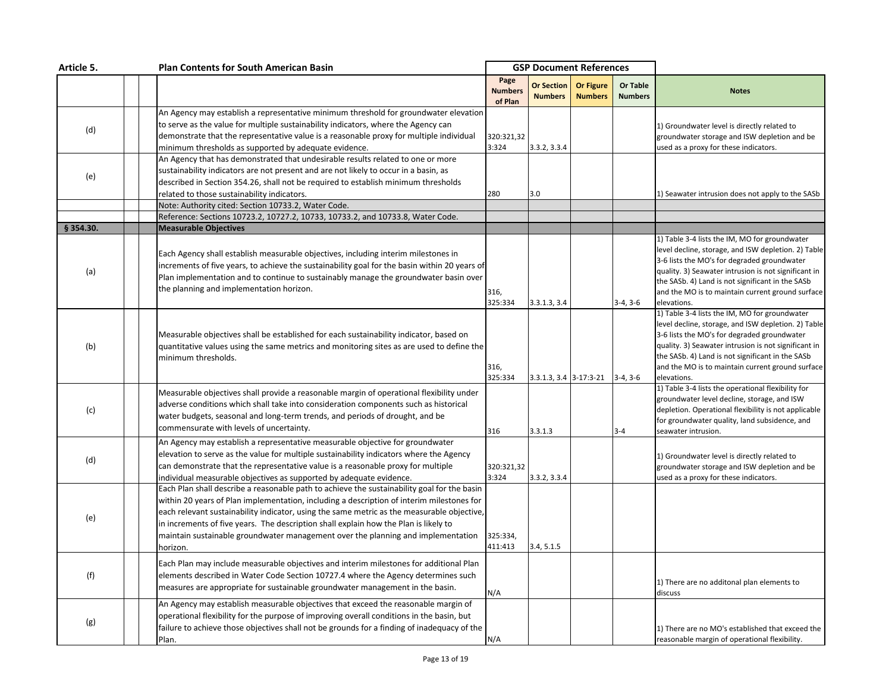| Article 5. | | | Plan Contents for South American Basin | GSP Document References | | | | |
|---|---|---|---|---|---|---|---|---|
| | | | | Page Numbers of Plan | Or Section Numbers | Or Figure Numbers | Or Table Numbers | Notes |
| (d) | | | An Agency may establish a representative minimum threshold for groundwater elevation to serve as the value for multiple sustainability indicators, where the Agency can demonstrate that the representative value is a reasonable proxy for multiple individual minimum thresholds as supported by adequate evidence. | 320:321,323:324 | 3.3.2, 3.3.4 | | | 1) Groundwater level is directly related to groundwater storage and ISW depletion and be used as a proxy for these indicators. |
| (e) | | | An Agency that has demonstrated that undesirable results related to one or more sustainability indicators are not present and are not likely to occur in a basin, as described in Section 354.26, shall not be required to establish minimum thresholds related to those sustainability indicators. | 280 | 3.0 | | | 1) Seawater intrusion does not apply to the SASb |
| | | | Note: Authority cited: Section 10733.2, Water Code. | | | | | |
| | | | Reference: Sections 10723.2, 10727.2, 10733, 10733.2, and 10733.8, Water Code. | | | | | |
| **§ 354.30.** | | | **Measurable Objectives** | | | | | |
| (a) | | | Each Agency shall establish measurable objectives, including interim milestones in increments of five years, to achieve the sustainability goal for the basin within 20 years of Plan implementation and to continue to sustainably manage the groundwater basin over the planning and implementation horizon. | 316, 325:334 | 3.3.1.3, 3.4 | | 3-4, 3-6 | 1) Table 3-4 lists the IM, MO for groundwater level decline, storage, and ISW depletion. 2) Table 3-6 lists the MO's for degraded groundwater quality. 3) Seawater intrusion is not significant in the SASb. 4) Land is not significant in the SASb and the MO is to maintain current ground surface elevations. |
| (b) | | | Measurable objectives shall be established for each sustainability indicator, based on quantitative values using the same metrics and monitoring sites as are used to define the minimum thresholds. | 316, 325:334 | 3.3.1.3, 3.4 | 3-17:3-21 | 3-4, 3-6 | 1) Table 3-4 lists the IM, MO for groundwater level decline, storage, and ISW depletion. 2) Table 3-6 lists the MO's for degraded groundwater quality. 3) Seawater intrusion is not significant in the SASb. 4) Land is not significant in the SASb and the MO is to maintain current ground surface elevations. |
| (c) | | | Measurable objectives shall provide a reasonable margin of operational flexibility under adverse conditions which shall take into consideration components such as historical water budgets, seasonal and long-term trends, and periods of drought, and be commensurate with levels of uncertainty. | 316 | 3.3.1.3 | | 3-4 | 1) Table 3-4 lists the operational flexibility for groundwater level decline, storage, and ISW depletion. Operational flexibility is not applicable for groundwater quality, land subsidence, and seawater intrusion. |
| (d) | | | An Agency may establish a representative measurable objective for groundwater elevation to serve as the value for multiple sustainability indicators where the Agency can demonstrate that the representative value is a reasonable proxy for multiple individual measurable objectives as supported by adequate evidence. | 320:321,323:324 | 3.3.2, 3.3.4 | | | 1) Groundwater level is directly related to groundwater storage and ISW depletion and be used as a proxy for these indicators. |
| (e) | | | Each Plan shall describe a reasonable path to achieve the sustainability goal for the basin within 20 years of Plan implementation, including a description of interim milestones for each relevant sustainability indicator, using the same metric as the measurable objective, in increments of five years. The description shall explain how the Plan is likely to maintain sustainable groundwater management over the planning and implementation horizon. | 325:334, 411:413 | 3.4, 5.1.5 | | | |
| (f) | | | Each Plan may include measurable objectives and interim milestones for additional Plan elements described in Water Code Section 10727.4 where the Agency determines such measures are appropriate for sustainable groundwater management in the basin. | N/A | | | | 1) There are no additonal plan elements to discuss |
| (g) | | | An Agency may establish measurable objectives that exceed the reasonable margin of operational flexibility for the purpose of improving overall conditions in the basin, but failure to achieve those objectives shall not be grounds for a finding of inadequacy of the Plan. | N/A | | | | 1) There are no MO's established that exceed the reasonable margin of operational flexibility. |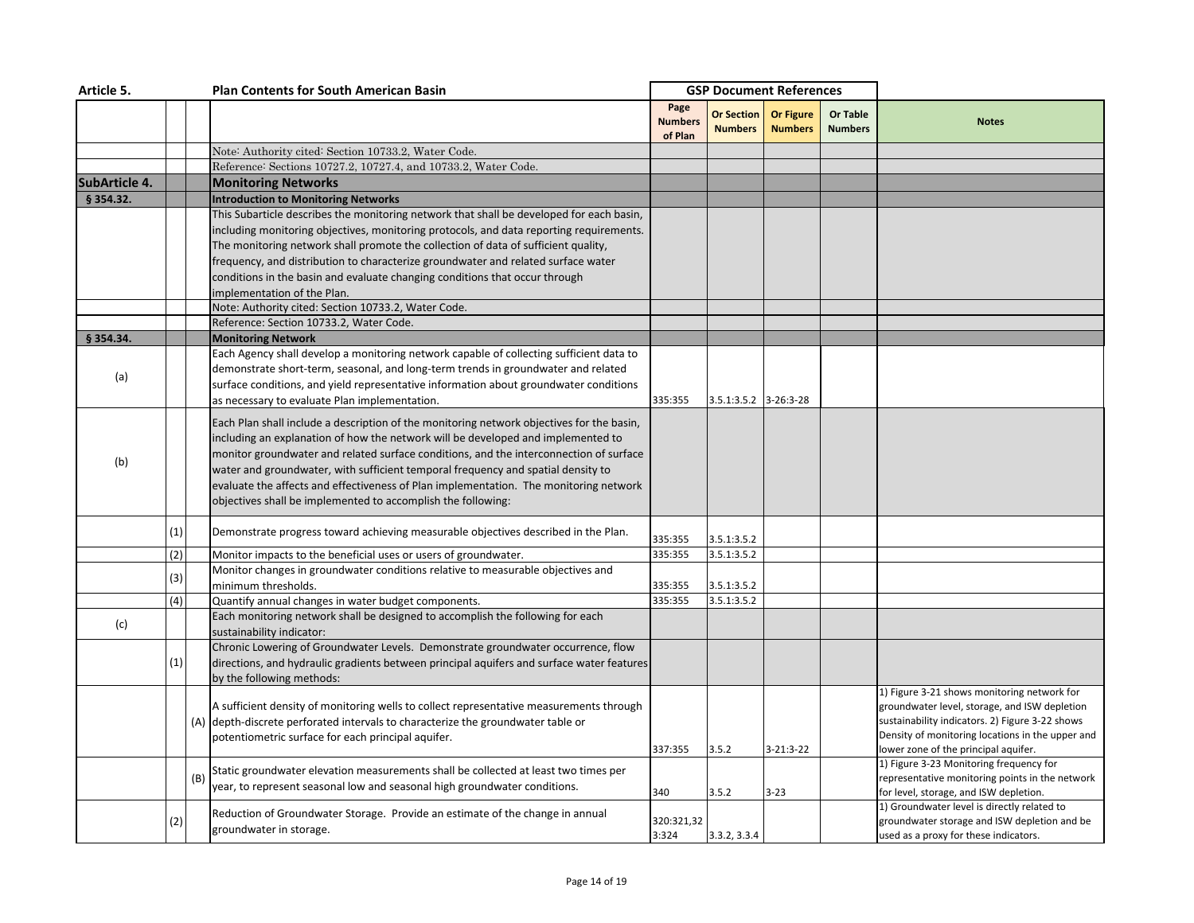| Article 5. | | | Plan Contents for South American Basin | GSP Document References | | | | |
|---|---|---|---|---|---|---|---|---|
| | | | | Page Numbers of Plan | Or Section Numbers | Or Figure Numbers | Or Table Numbers | Notes |
| | | | Note: Authority cited: Section 10733.2, Water Code. | | | | | |
| | | | Reference: Sections 10727.2, 10727.4, and 10733.2, Water Code. | | | | | |
| **SubArticle 4.** | | | **Monitoring Networks** | | | | | |
| **§ 354.32.** | | | **Introduction to Monitoring Networks** | | | | | |
| | | | This Subarticle describes the monitoring network that shall be developed for each basin, including monitoring objectives, monitoring protocols, and data reporting requirements. The monitoring network shall promote the collection of data of sufficient quality, frequency, and distribution to characterize groundwater and related surface water conditions in the basin and evaluate changing conditions that occur through implementation of the Plan. | | | | | |
| | | | Note: Authority cited: Section 10733.2, Water Code. | | | | | |
| | | | Reference: Section 10733.2, Water Code. | | | | | |
| **§ 354.34.** | | | **Monitoring Network** | | | | | |
| (a) | | | Each Agency shall develop a monitoring network capable of collecting sufficient data to demonstrate short-term, seasonal, and long-term trends in groundwater and related surface conditions, and yield representative information about groundwater conditions as necessary to evaluate Plan implementation. | 335:355 | 3.5.1:3.5.2 | 3-26:3-28 | | |
| (b) | | | Each Plan shall include a description of the monitoring network objectives for the basin, including an explanation of how the network will be developed and implemented to monitor groundwater and related surface conditions, and the interconnection of surface water and groundwater, with sufficient temporal frequency and spatial density to evaluate the affects and effectiveness of Plan implementation. The monitoring network objectives shall be implemented to accomplish the following: | | | | | |
| | (1) | | Demonstrate progress toward achieving measurable objectives described in the Plan. | 335:355 | 3.5.1:3.5.2 | | | |
| | (2) | | Monitor impacts to the beneficial uses or users of groundwater. | 335:355 | 3.5.1:3.5.2 | | | |
| | (3) | | Monitor changes in groundwater conditions relative to measurable objectives and minimum thresholds. | 335:355 | 3.5.1:3.5.2 | | | |
| | (4) | | Quantify annual changes in water budget components. | 335:355 | 3.5.1:3.5.2 | | | |
| (c) | | | Each monitoring network shall be designed to accomplish the following for each sustainability indicator: | | | | | |
| | (1) | | Chronic Lowering of Groundwater Levels. Demonstrate groundwater occurrence, flow directions, and hydraulic gradients between principal aquifers and surface water features by the following methods: | | | | | |
| | | (A) | A sufficient density of monitoring wells to collect representative measurements through depth-discrete perforated intervals to characterize the groundwater table or potentiometric surface for each principal aquifer. | 337:355 | 3.5.2 | 3-21:3-22 | | 1) Figure 3-21 shows monitoring network for groundwater level, storage, and ISW depletion sustainability indicators. 2) Figure 3-22 shows Density of monitoring locations in the upper and lower zone of the principal aquifer. |
| | | (B) | Static groundwater elevation measurements shall be collected at least two times per year, to represent seasonal low and seasonal high groundwater conditions. | 340 | 3.5.2 | 3-23 | | 1) Figure 3-23 Monitoring frequency for representative monitoring points in the network for level, storage, and ISW depletion. |
| | (2) | | Reduction of Groundwater Storage. Provide an estimate of the change in annual groundwater in storage. | 320:321,323:324 | 3.3.2, 3.3.4 | | | 1) Groundwater level is directly related to groundwater storage and ISW depletion and be used as a proxy for these indicators. |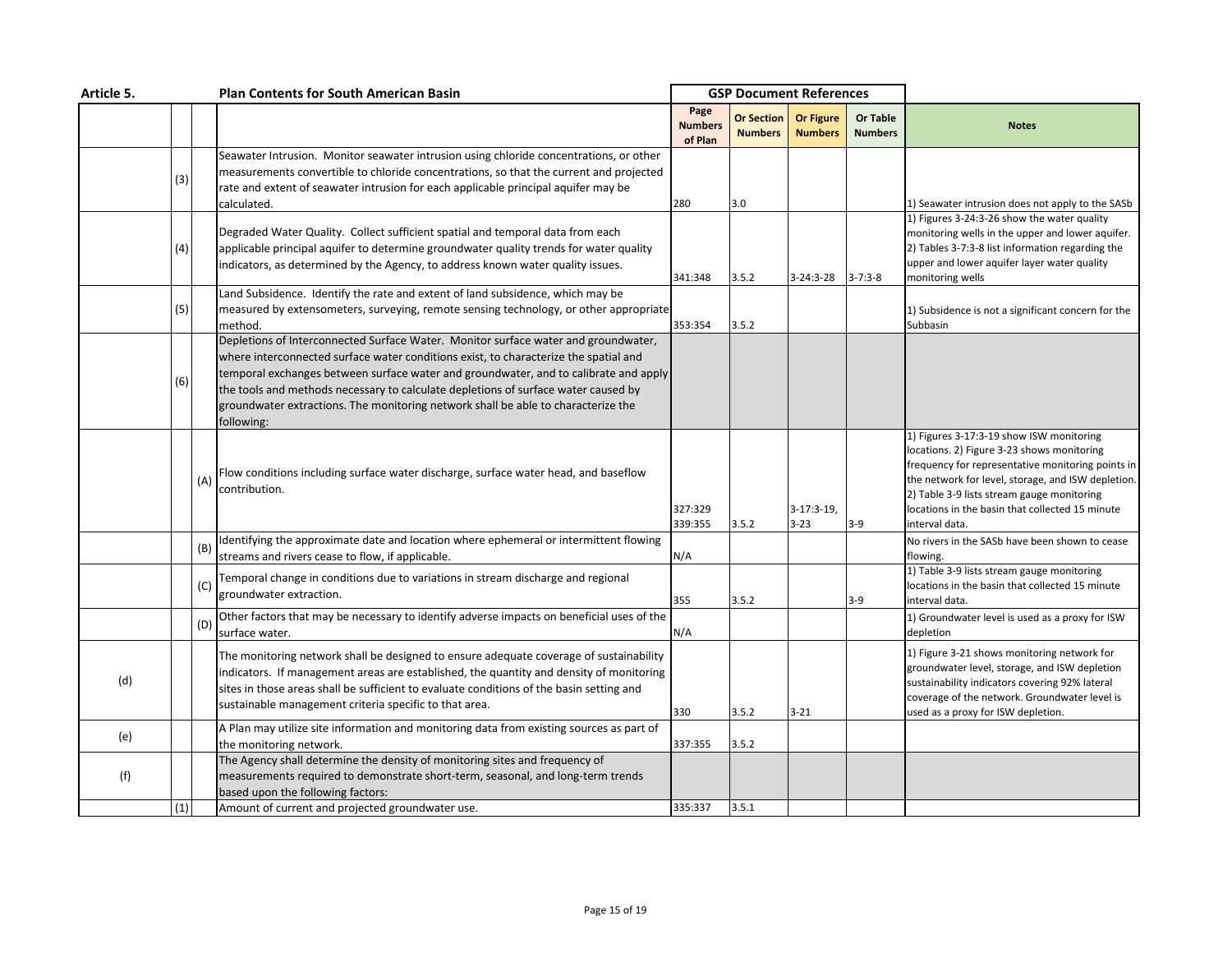| Article 5. | | | Plan Contents for South American Basin | GSP Document References | | | | |
|---|---|---|---|---|---|---|---|---|
| | | | | Page Numbers of Plan | Or Section Numbers | Or Figure Numbers | Or Table Numbers | Notes |
| | (3) | | Seawater Intrusion. Monitor seawater intrusion using chloride concentrations, or other measurements convertible to chloride concentrations, so that the current and projected rate and extent of seawater intrusion for each applicable principal aquifer may be calculated. | 280 | 3.0 | | | 1) Seawater intrusion does not apply to the SASb |
| | (4) | | Degraded Water Quality. Collect sufficient spatial and temporal data from each applicable principal aquifer to determine groundwater quality trends for water quality indicators, as determined by the Agency, to address known water quality issues. | 341:348 | 3.5.2 | 3-24:3-28 | 3-7:3-8 | 1) Figures 3-24:3-26 show the water quality monitoring wells in the upper and lower aquifer. 2) Tables 3-7:3-8 list information regarding the upper and lower aquifer layer water quality monitoring wells |
| | (5) | | Land Subsidence. Identify the rate and extent of land subsidence, which may be measured by extensometers, surveying, remote sensing technology, or other appropriate method. | 353:354 | 3.5.2 | | | 1) Subsidence is not a significant concern for the Subbasin |
| | (6) | | Depletions of Interconnected Surface Water. Monitor surface water and groundwater, where interconnected surface water conditions exist, to characterize the spatial and temporal exchanges between surface water and groundwater, and to calibrate and apply the tools and methods necessary to calculate depletions of surface water caused by groundwater extractions. The monitoring network shall be able to characterize the following: | | | | | |
| | | (A) | Flow conditions including surface water discharge, surface water head, and baseflow contribution. | 327:329 339:355 | 3.5.2 | 3-17:3-19, 3-23 | 3-9 | 1) Figures 3-17:3-19 show ISW monitoring locations. 2) Figure 3-23 shows monitoring frequency for representative monitoring points in the network for level, storage, and ISW depletion. 2) Table 3-9 lists stream gauge monitoring locations in the basin that collected 15 minute interval data. |
| | | (B) | Identifying the approximate date and location where ephemeral or intermittent flowing streams and rivers cease to flow, if applicable. | N/A | | | | No rivers in the SASb have been shown to cease flowing. |
| | | (C) | Temporal change in conditions due to variations in stream discharge and regional groundwater extraction. | 355 | 3.5.2 | | 3-9 | 1) Table 3-9 lists stream gauge monitoring locations in the basin that collected 15 minute interval data. |
| | | (D) | Other factors that may be necessary to identify adverse impacts on beneficial uses of the surface water. | N/A | | | | 1) Groundwater level is used as a proxy for ISW depletion |
| (d) | | | The monitoring network shall be designed to ensure adequate coverage of sustainability indicators. If management areas are established, the quantity and density of monitoring sites in those areas shall be sufficient to evaluate conditions of the basin setting and sustainable management criteria specific to that area. | 330 | 3.5.2 | 3-21 | | 1) Figure 3-21 shows monitoring network for groundwater level, storage, and ISW depletion sustainability indicators covering 92% lateral coverage of the network. Groundwater level is used as a proxy for ISW depletion. |
| (e) | | | A Plan may utilize site information and monitoring data from existing sources as part of the monitoring network. | 337:355 | 3.5.2 | | | |
| (f) | | | The Agency shall determine the density of monitoring sites and frequency of measurements required to demonstrate short-term, seasonal, and long-term trends based upon the following factors: | | | | | |
| | (1) | | Amount of current and projected groundwater use. | 335:337 | 3.5.1 | | | |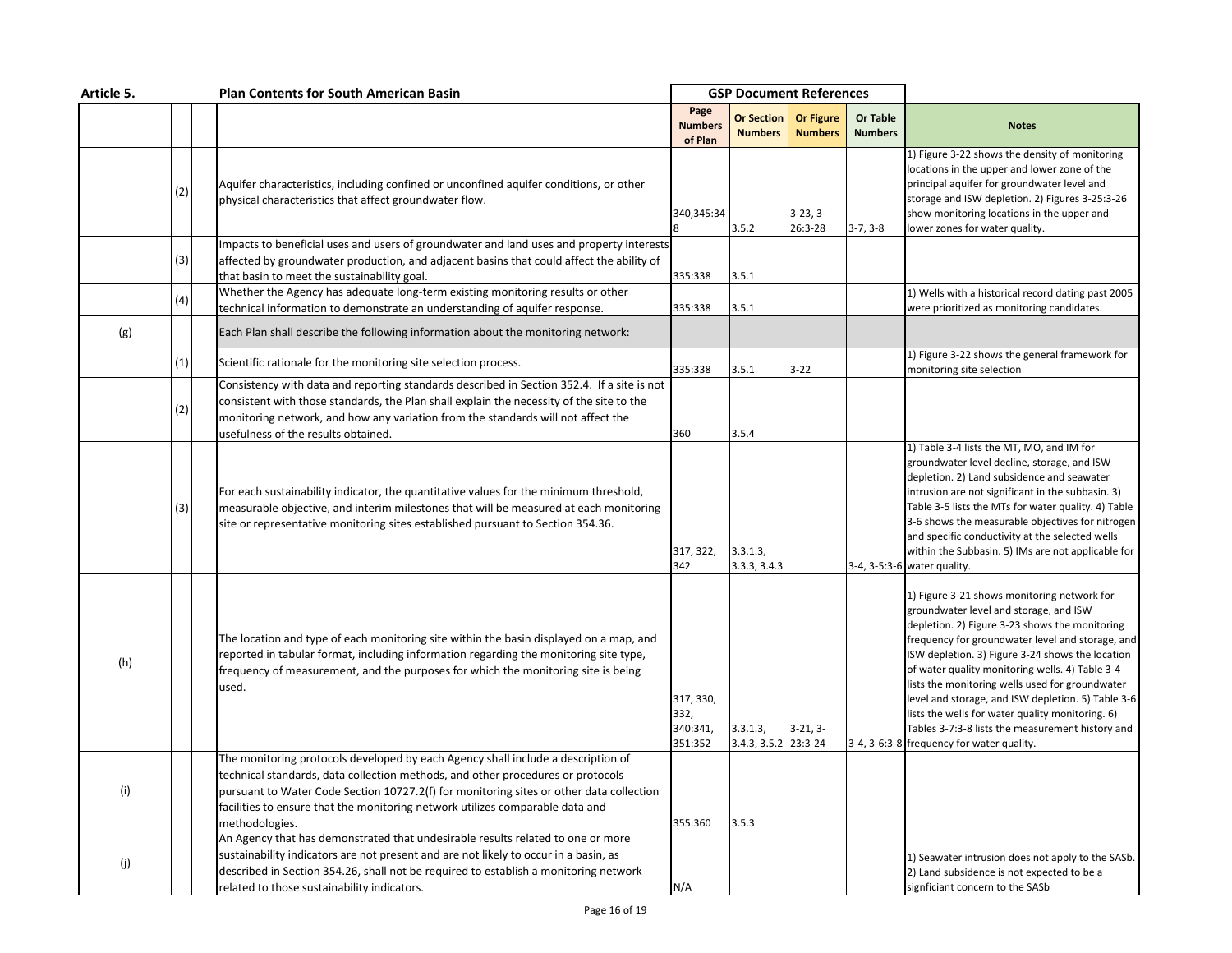| Article 5. | | | Plan Contents for South American Basin | GSP Document References | | | | |
|---|---|---|---|---|---|---|---|---|
| | | | | Page Numbers of Plan | Or Section Numbers | Or Figure Numbers | Or Table Numbers | Notes |
| | (2) | | Aquifer characteristics, including confined or unconfined aquifer conditions, or other physical characteristics that affect groundwater flow. | 340,345:348 | 3.5.2 | 3-23, 3-26:3-28 | 3-7, 3-8 | 1) Figure 3-22 shows the density of monitoring locations in the upper and lower zone of the principal aquifer for groundwater level and storage and ISW depletion. 2) Figures 3-25:3-26 show monitoring locations in the upper and lower zones for water quality. |
| | (3) | | Impacts to beneficial uses and users of groundwater and land uses and property interests affected by groundwater production, and adjacent basins that could affect the ability of that basin to meet the sustainability goal. | 335:338 | 3.5.1 | | | |
| | (4) | | Whether the Agency has adequate long-term existing monitoring results or other technical information to demonstrate an understanding of aquifer response. | 335:338 | 3.5.1 | | | 1) Wells with a historical record dating past 2005 were prioritized as monitoring candidates. |
| (g) | | | Each Plan shall describe the following information about the monitoring network: | | | | | |
| | (1) | | Scientific rationale for the monitoring site selection process. | 335:338 | 3.5.1 | 3-22 | | 1) Figure 3-22 shows the general framework for monitoring site selection |
| | (2) | | Consistency with data and reporting standards described in Section 352.4. If a site is not consistent with those standards, the Plan shall explain the necessity of the site to the monitoring network, and how any variation from the standards will not affect the usefulness of the results obtained. | 360 | 3.5.4 | | | |
| | (3) | | For each sustainability indicator, the quantitative values for the minimum threshold, measurable objective, and interim milestones that will be measured at each monitoring site or representative monitoring sites established pursuant to Section 354.36. | 317, 322, 342 | 3.3.1.3, 3.3.3, 3.4.3 | | 3-4, 3-5:3-6 | 1) Table 3-4 lists the MT, MO, and IM for groundwater level decline, storage, and ISW depletion. 2) Land subsidence and seawater intrusion are not significant in the subbasin. 3) Table 3-5 lists the MTs for water quality. 4) Table 3-6 shows the measurable objectives for nitrogen and specific conductivity at the selected wells within the Subbasin. 5) IMs are not applicable for water quality. |
| (h) | | | The location and type of each monitoring site within the basin displayed on a map, and reported in tabular format, including information regarding the monitoring site type, frequency of measurement, and the purposes for which the monitoring site is being used. | 317, 330, 332, 340:341, 351:352 | 3.3.1.3, 3.4.3, 3.5.2 | 3-21, 3-23:3-24 | 3-4, 3-6:3-8 | 1) Figure 3-21 shows monitoring network for groundwater level and storage, and ISW depletion. 2) Figure 3-23 shows the monitoring frequency for groundwater level and storage, and ISW depletion. 3) Figure 3-24 shows the location of water quality monitoring wells. 4) Table 3-4 lists the monitoring wells used for groundwater level and storage, and ISW depletion. 5) Table 3-6 lists the wells for water quality monitoring. 6) Tables 3-7:3-8 lists the measurement history and frequency for water quality. |
| (i) | | | The monitoring protocols developed by each Agency shall include a description of technical standards, data collection methods, and other procedures or protocols pursuant to Water Code Section 10727.2(f) for monitoring sites or other data collection facilities to ensure that the monitoring network utilizes comparable data and methodologies. | 355:360 | 3.5.3 | | | |
| (j) | | | An Agency that has demonstrated that undesirable results related to one or more sustainability indicators are not present and are not likely to occur in a basin, as described in Section 354.26, shall not be required to establish a monitoring network related to those sustainability indicators. | N/A | | | | 1) Seawater intrusion does not apply to the SASb. 2) Land subsidence is not expected to be a signficiant concern to the SASb |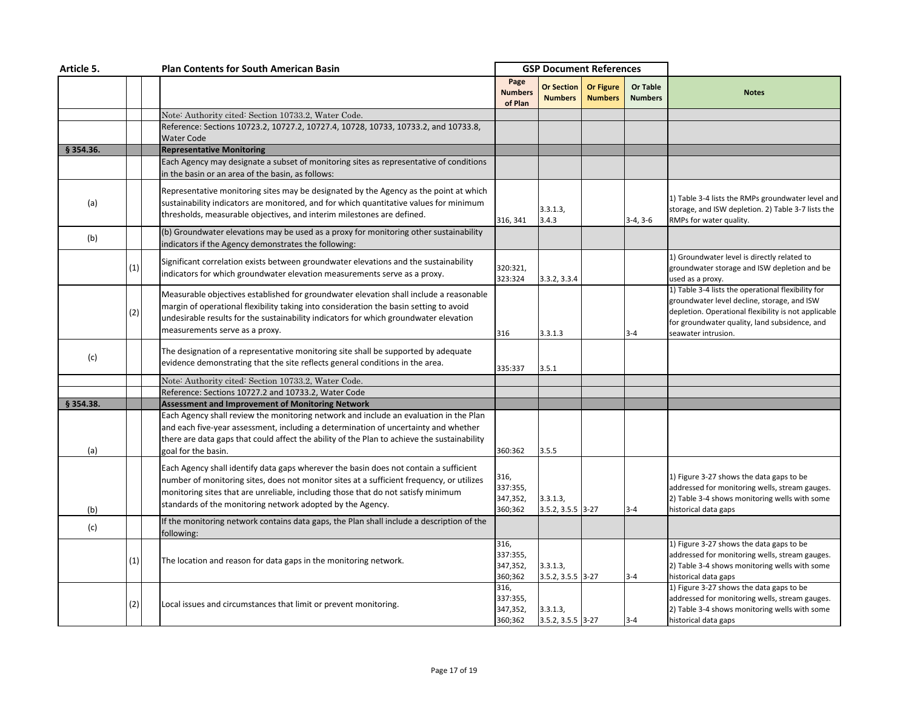| Article 5. | | | Plan Contents for South American Basin | GSP Document References | | | | |
|---|---|---|---|---|---|---|---|---|
| | | | | Page Numbers of Plan | Or Section Numbers | Or Figure Numbers | Or Table Numbers | Notes |
| | | | Note: Authority cited: Section 10733.2, Water Code. | | | | | |
| | | | Reference: Sections 10723.2, 10727.2, 10727.4, 10728, 10733, 10733.2, and 10733.8, Water Code | | | | | |
| **§ 354.36.** | | | **Representative Monitoring** | | | | | |
| | | | Each Agency may designate a subset of monitoring sites as representative of conditions in the basin or an area of the basin, as follows: | | | | | |
| (a) | | | Representative monitoring sites may be designated by the Agency as the point at which sustainability indicators are monitored, and for which quantitative values for minimum thresholds, measurable objectives, and interim milestones are defined. | 316, 341 | 3.3.1.3, 3.4.3 | | 3-4, 3-6 | 1) Table 3-4 lists the RMPs groundwater level and storage, and ISW depletion. 2) Table 3-7 lists the RMPs for water quality. |
| (b) | | | (b) Groundwater elevations may be used as a proxy for monitoring other sustainability indicators if the Agency demonstrates the following: | | | | | |
| | (1) | | Significant correlation exists between groundwater elevations and the sustainability indicators for which groundwater elevation measurements serve as a proxy. | 320:321, 323:324 | 3.3.2, 3.3.4 | | | 1) Groundwater level is directly related to groundwater storage and ISW depletion and be used as a proxy. |
| | (2) | | Measurable objectives established for groundwater elevation shall include a reasonable margin of operational flexibility taking into consideration the basin setting to avoid undesirable results for the sustainability indicators for which groundwater elevation measurements serve as a proxy. | 316 | 3.3.1.3 | | 3-4 | 1) Table 3-4 lists the operational flexibility for groundwater level decline, storage, and ISW depletion. Operational flexibility is not applicable for groundwater quality, land subsidence, and seawater intrusion. |
| (c) | | | The designation of a representative monitoring site shall be supported by adequate evidence demonstrating that the site reflects general conditions in the area. | 335:337 | 3.5.1 | | | |
| | | | Note: Authority cited: Section 10733.2, Water Code. | | | | | |
| | | | Reference: Sections 10727.2 and 10733.2, Water Code | | | | | |
| **§ 354.38.** | | | **Assessment and Improvement of Monitoring Network** | | | | | |
| (a) | | | Each Agency shall review the monitoring network and include an evaluation in the Plan and each five-year assessment, including a determination of uncertainty and whether there are data gaps that could affect the ability of the Plan to achieve the sustainability goal for the basin. | 360:362 | 3.5.5 | | | |
| (b) | | | Each Agency shall identify data gaps wherever the basin does not contain a sufficient number of monitoring sites, does not monitor sites at a sufficient frequency, or utilizes monitoring sites that are unreliable, including those that do not satisfy minimum standards of the monitoring network adopted by the Agency. | 316, 337:355, 347,352, 360;362 | 3.3.1.3, 3.5.2, 3.5.5 | 3-27 | 3-4 | 1) Figure 3-27 shows the data gaps to be addressed for monitoring wells, stream gauges. 2) Table 3-4 shows monitoring wells with some historical data gaps |
| (c) | | | If the monitoring network contains data gaps, the Plan shall include a description of the following: | | | | | |
| | (1) | | The location and reason for data gaps in the monitoring network. | 316, 337:355, 347,352, 360;362 | 3.3.1.3, 3.5.2, 3.5.5 | 3-27 | 3-4 | 1) Figure 3-27 shows the data gaps to be addressed for monitoring wells, stream gauges. 2) Table 3-4 shows monitoring wells with some historical data gaps |
| | (2) | | Local issues and circumstances that limit or prevent monitoring. | 316, 337:355, 347,352, 360;362 | 3.3.1.3, 3.5.2, 3.5.5 | 3-27 | 3-4 | 1) Figure 3-27 shows the data gaps to be addressed for monitoring wells, stream gauges. 2) Table 3-4 shows monitoring wells with some historical data gaps |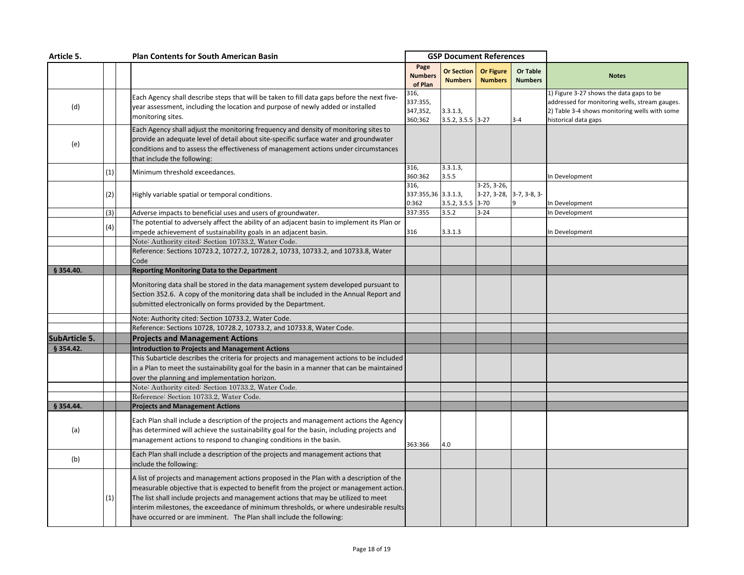| Article 5. | | | Plan Contents for South American Basin | GSP Document References | | | | |
|---|---|---|---|---|---|---|---|---|
| | | | | Page Numbers of Plan | Or Section Numbers | Or Figure Numbers | Or Table Numbers | Notes |
| (d) | | | Each Agency shall describe steps that will be taken to fill data gaps before the next five-year assessment, including the location and purpose of newly added or installed monitoring sites. | 316, 337:355, 347,352, 360;362 | 3.3.1.3, 3.5.2, 3.5.5 | 3-27 | 3-4 | 1) Figure 3-27 shows the data gaps to be addressed for monitoring wells, stream gauges. 2) Table 3-4 shows monitoring wells with some historical data gaps |
| (e) | | | Each Agency shall adjust the monitoring frequency and density of monitoring sites to provide an adequate level of detail about site-specific surface water and groundwater conditions and to assess the effectiveness of management actions under circumstances that include the following: | | | | | |
| | (1) | | Minimum threshold exceedances. | 316, 360:362 | 3.3.1.3, 3.5.5 | | | In Development |
| | (2) | | Highly variable spatial or temporal conditions. | 316, 337:355,360:362 | 3.3.1.3, 3.5.2, 3.5.5 | 3-25, 3-26, 3-27, 3-28, 3-70 | 3-7, 3-8, 3-9 | In Development |
| | (3) | | Adverse impacts to beneficial uses and users of groundwater. | 337:355 | 3.5.2 | 3-24 | | In Development |
| | (4) | | The potential to adversely affect the ability of an adjacent basin to implement its Plan or impede achievement of sustainability goals in an adjacent basin. | 316 | 3.3.1.3 | | | In Development |
| | | | Note: Authority cited: Section 10733.2, Water Code. | | | | | |
| | | | Reference: Sections 10723.2, 10727.2, 10728.2, 10733, 10733.2, and 10733.8, Water Code | | | | | |
| **§ 354.40.** | | | **Reporting Monitoring Data to the Department** | | | | | |
| | | | Monitoring data shall be stored in the data management system developed pursuant to Section 352.6. A copy of the monitoring data shall be included in the Annual Report and submitted electronically on forms provided by the Department. | | | | | |
| | | | Note: Authority cited: Section 10733.2, Water Code. | | | | | |
| | | | Reference: Sections 10728, 10728.2, 10733.2, and 10733.8, Water Code. | | | | | |
| **SubArticle 5.** | | | **Projects and Management Actions** | | | | | |
| **§ 354.42.** | | | **Introduction to Projects and Management Actions** | | | | | |
| | | | This Subarticle describes the criteria for projects and management actions to be included in a Plan to meet the sustainability goal for the basin in a manner that can be maintained over the planning and implementation horizon. | | | | | |
| | | | Note: Authority cited: Section 10733.2, Water Code. | | | | | |
| | | | Reference: Section 10733.2, Water Code. | | | | | |
| **§ 354.44.** | | | **Projects and Management Actions** | | | | | |
| (a) | | | Each Plan shall include a description of the projects and management actions the Agency has determined will achieve the sustainability goal for the basin, including projects and management actions to respond to changing conditions in the basin. | 363:366 | 4.0 | | | |
| (b) | | | Each Plan shall include a description of the projects and management actions that include the following: | | | | | |
| | (1) | | A list of projects and management actions proposed in the Plan with a description of the measurable objective that is expected to benefit from the project or management action. The list shall include projects and management actions that may be utilized to meet interim milestones, the exceedance of minimum thresholds, or where undesirable results have occurred or are imminent. The Plan shall include the following: | | | | | |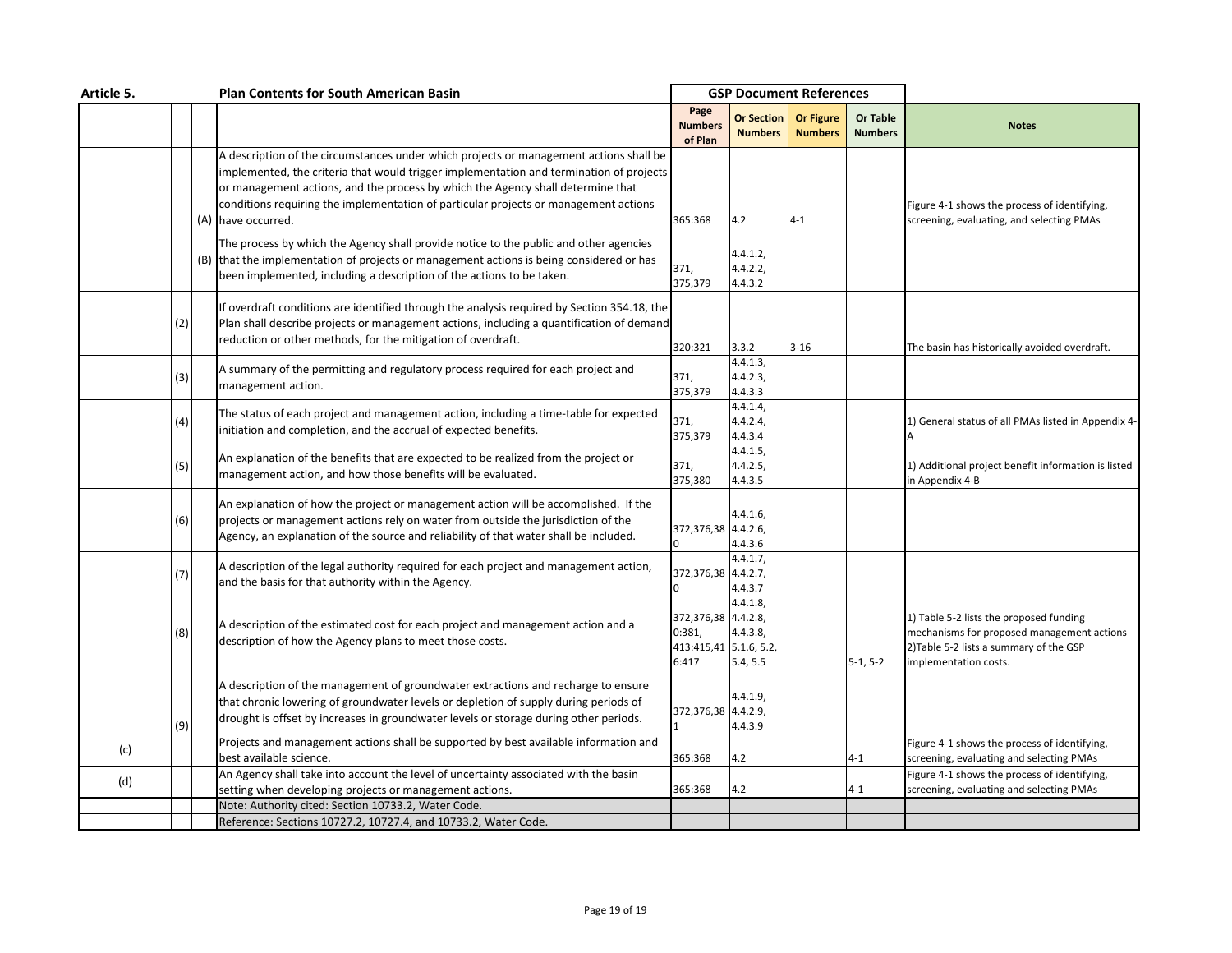| Article 5. | | | Plan Contents for South American Basin | GSP Document References | | | | |
|---|---|---|---|---|---|---|---|---|
| | | | | Page Numbers of Plan | Or Section Numbers | Or Figure Numbers | Or Table Numbers | Notes |
| | | (A) | A description of the circumstances under which projects or management actions shall be implemented, the criteria that would trigger implementation and termination of projects or management actions, and the process by which the Agency shall determine that conditions requiring the implementation of particular projects or management actions have occurred. | 365:368 | 4.2 | 4-1 | | Figure 4-1 shows the process of identifying, screening, evaluating, and selecting PMAs |
| | | (B) | The process by which the Agency shall provide notice to the public and other agencies that the implementation of projects or management actions is being considered or has been implemented, including a description of the actions to be taken. | 371, 375,379 | 4.4.1.2, 4.4.2.2, 4.4.3.2 | | | |
| | (2) | | If overdraft conditions are identified through the analysis required by Section 354.18, the Plan shall describe projects or management actions, including a quantification of demand reduction or other methods, for the mitigation of overdraft. | 320:321 | 3.3.2 | 3-16 | | The basin has historically avoided overdraft. |
| | (3) | | A summary of the permitting and regulatory process required for each project and management action. | 371, 375,379 | 4.4.1.3, 4.4.2.3, 4.4.3.3 | | | |
| | (4) | | The status of each project and management action, including a time-table for expected initiation and completion, and the accrual of expected benefits. | 371, 375,379 | 4.4.1.4, 4.4.2.4, 4.4.3.4 | | | 1) General status of all PMAs listed in Appendix 4-A |
| | (5) | | An explanation of the benefits that are expected to be realized from the project or management action, and how those benefits will be evaluated. | 371, 375,380 | 4.4.1.5, 4.4.2.5, 4.4.3.5 | | | 1) Additional project benefit information is listed in Appendix 4-B |
| | (6) | | An explanation of how the project or management action will be accomplished. If the projects or management actions rely on water from outside the jurisdiction of the Agency, an explanation of the source and reliability of that water shall be included. | 372,376,380 | 4.4.1.6, 4.4.2.6, 4.4.3.6 | | | |
| | (7) | | A description of the legal authority required for each project and management action, and the basis for that authority within the Agency. | 372,376,380 | 4.4.1.7, 4.4.2.7, 4.4.3.7 | | | |
| | (8) | | A description of the estimated cost for each project and management action and a description of how the Agency plans to meet those costs. | 372,376,380:381, 413:415,416:417 | 4.4.1.8, 4.4.2.8, 4.4.3.8, 5.1.6, 5.2, 5.4, 5.5 | | 5-1, 5-2 | 1) Table 5-2 lists the proposed funding mechanisms for proposed management actions 2)Table 5-2 lists a summary of the GSP implementation costs. |
| | (9) | | A description of the management of groundwater extractions and recharge to ensure that chronic lowering of groundwater levels or depletion of supply during periods of drought is offset by increases in groundwater levels or storage during other periods. | 372,376,381 | 4.4.1.9, 4.4.2.9, 4.4.3.9 | | | |
| (c) | | | Projects and management actions shall be supported by best available information and best available science. | 365:368 | 4.2 | | 4-1 | Figure 4-1 shows the process of identifying, screening, evaluating and selecting PMAs |
| (d) | | | An Agency shall take into account the level of uncertainty associated with the basin setting when developing projects or management actions. | 365:368 | 4.2 | | 4-1 | Figure 4-1 shows the process of identifying, screening, evaluating and selecting PMAs |
| | | | Note: Authority cited: Section 10733.2, Water Code. | | | | | |
| | | | Reference: Sections 10727.2, 10727.4, and 10733.2, Water Code. | | | | | |